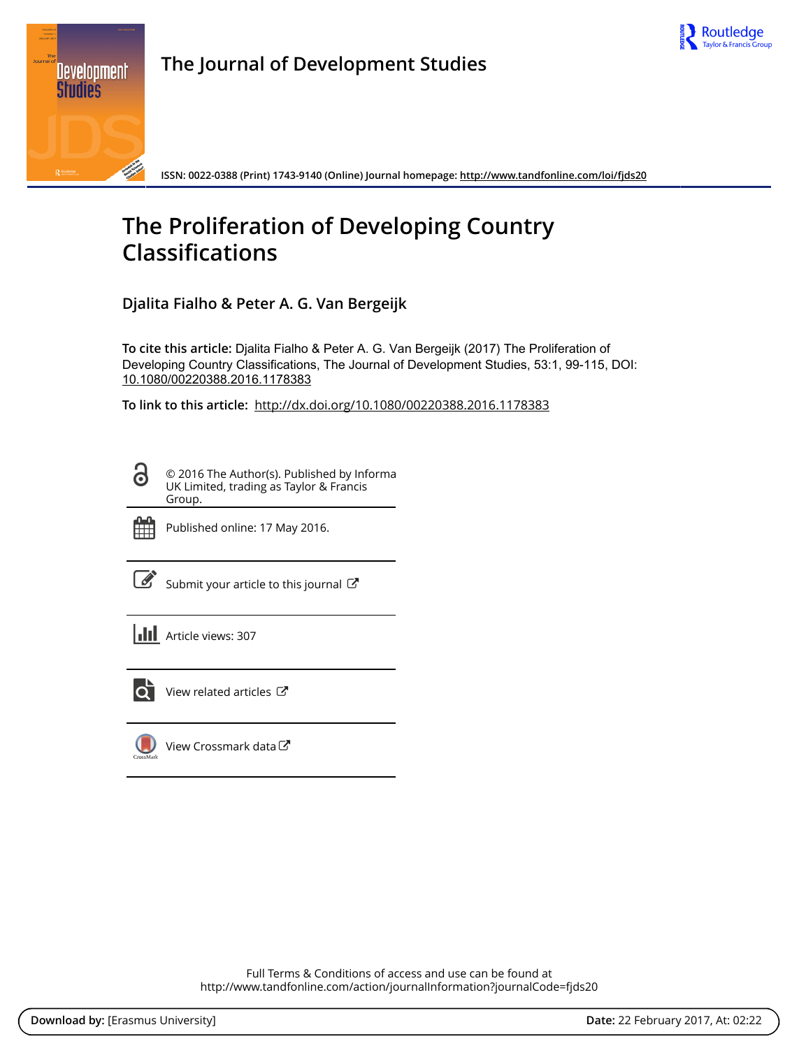The Journal of Development Studies

ISSN: 0022-0388 (Print) 1743-9140 (Online) Journal homepage: http://www.tandfonline.com/loi/fjds20

# The Proliferation of Developing Country Classifications

**Djalita Fialho & Peter A. G. Van Bergeijk**

**To cite this article:** Djalita Fialho & Peter A. G. Van Bergeijk (2017) The Proliferation of Developing Country Classifications, The Journal of Development Studies, 53:1, 99-115, DOI: 10.1080/00220388.2016.1178383

**To link to this article:** http://dx.doi.org/10.1080/00220388.2016.1178383

© 2016 The Author(s). Published by Informa UK Limited, trading as Taylor & Francis Group.

Published online: 17 May 2016.

Submit your article to this journal

Article views: 307

View related articles

View Crossmark data

Full Terms & Conditions of access and use can be found at
http://www.tandfonline.com/action/journalInformation?journalCode=fjds20

**Download by:** [Erasmus University] **Date:** 22 February 2017, At: 02:22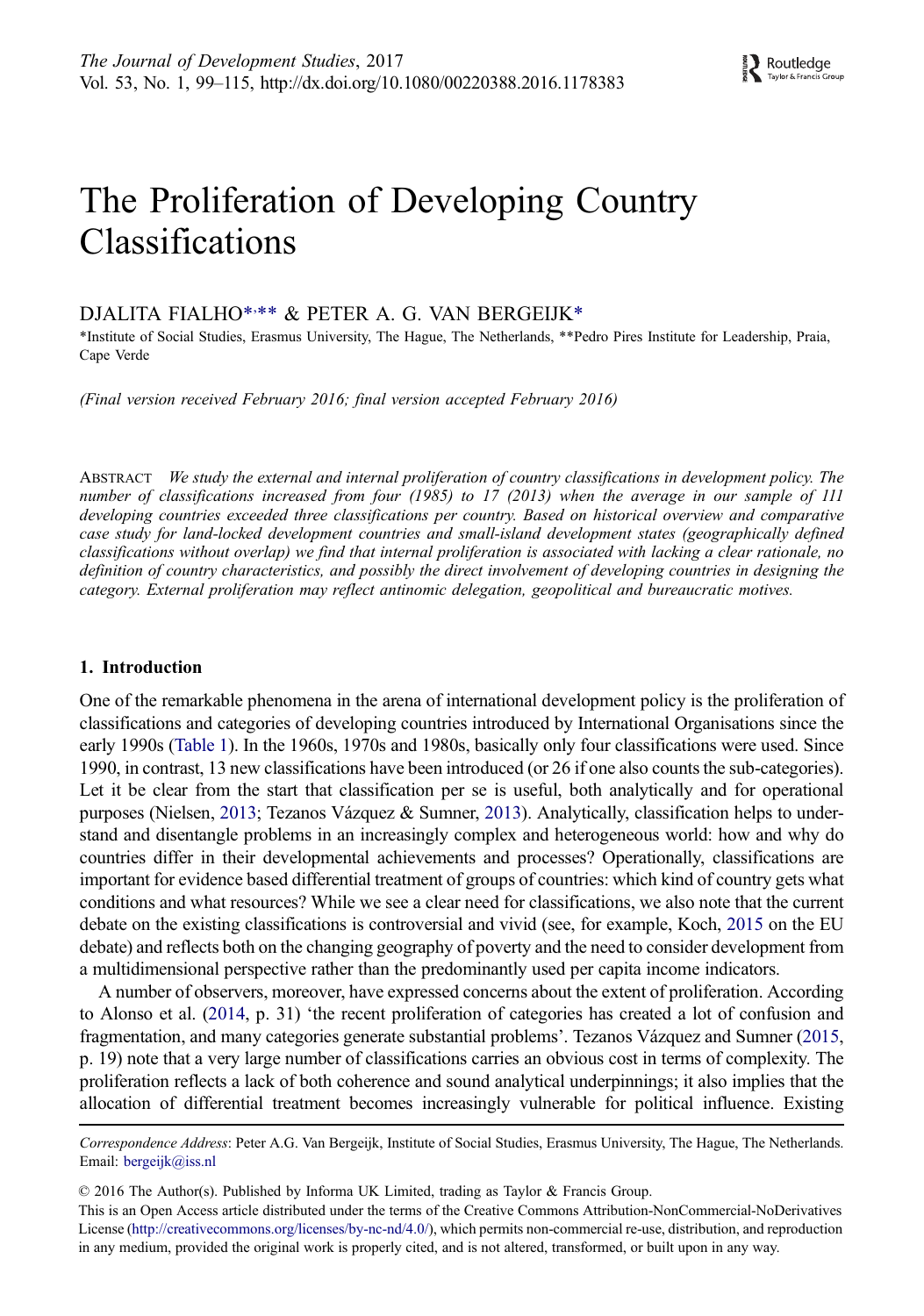# The Proliferation of Developing Country Classifications

DJALITA FIALHO*,** & PETER A. G. VAN BERGEIJK*

*Institute of Social Studies, Erasmus University, The Hague, The Netherlands, **Pedro Pires Institute for Leadership, Praia, Cape Verde

*(Final version received February 2016; final version accepted February 2016)*

ABSTRACT *We study the external and internal proliferation of country classifications in development policy. The number of classifications increased from four (1985) to 17 (2013) when the average in our sample of 111 developing countries exceeded three classifications per country. Based on historical overview and comparative case study for land-locked development countries and small-island development states (geographically defined classifications without overlap) we find that internal proliferation is associated with lacking a clear rationale, no definition of country characteristics, and possibly the direct involvement of developing countries in designing the category. External proliferation may reflect antinomic delegation, geopolitical and bureaucratic motives.*

## 1. Introduction

One of the remarkable phenomena in the arena of international development policy is the proliferation of classifications and categories of developing countries introduced by International Organisations since the early 1990s (Table 1). In the 1960s, 1970s and 1980s, basically only four classifications were used. Since 1990, in contrast, 13 new classifications have been introduced (or 26 if one also counts the sub-categories). Let it be clear from the start that classification per se is useful, both analytically and for operational purposes (Nielsen, 2013; Tezanos Vázquez & Sumner, 2013). Analytically, classification helps to understand and disentangle problems in an increasingly complex and heterogeneous world: how and why do countries differ in their developmental achievements and processes? Operationally, classifications are important for evidence based differential treatment of groups of countries: which kind of country gets what conditions and what resources? While we see a clear need for classifications, we also note that the current debate on the existing classifications is controversial and vivid (see, for example, Koch, 2015 on the EU debate) and reflects both on the changing geography of poverty and the need to consider development from a multidimensional perspective rather than the predominantly used per capita income indicators.

A number of observers, moreover, have expressed concerns about the extent of proliferation. According to Alonso et al. (2014, p. 31) 'the recent proliferation of categories has created a lot of confusion and fragmentation, and many categories generate substantial problems'. Tezanos Vázquez and Sumner (2015, p. 19) note that a very large number of classifications carries an obvious cost in terms of complexity. The proliferation reflects a lack of both coherence and sound analytical underpinnings; it also implies that the allocation of differential treatment becomes increasingly vulnerable for political influence. Existing

*Correspondence Address*: Peter A.G. Van Bergeijk, Institute of Social Studies, Erasmus University, The Hague, The Netherlands. Email: bergeijk@iss.nl

© 2016 The Author(s). Published by Informa UK Limited, trading as Taylor & Francis Group.

This is an Open Access article distributed under the terms of the Creative Commons Attribution-NonCommercial-NoDerivatives License (http://creativecommons.org/licenses/by-nc-nd/4.0/), which permits non-commercial re-use, distribution, and reproduction in any medium, provided the original work is properly cited, and is not altered, transformed, or built upon in any way.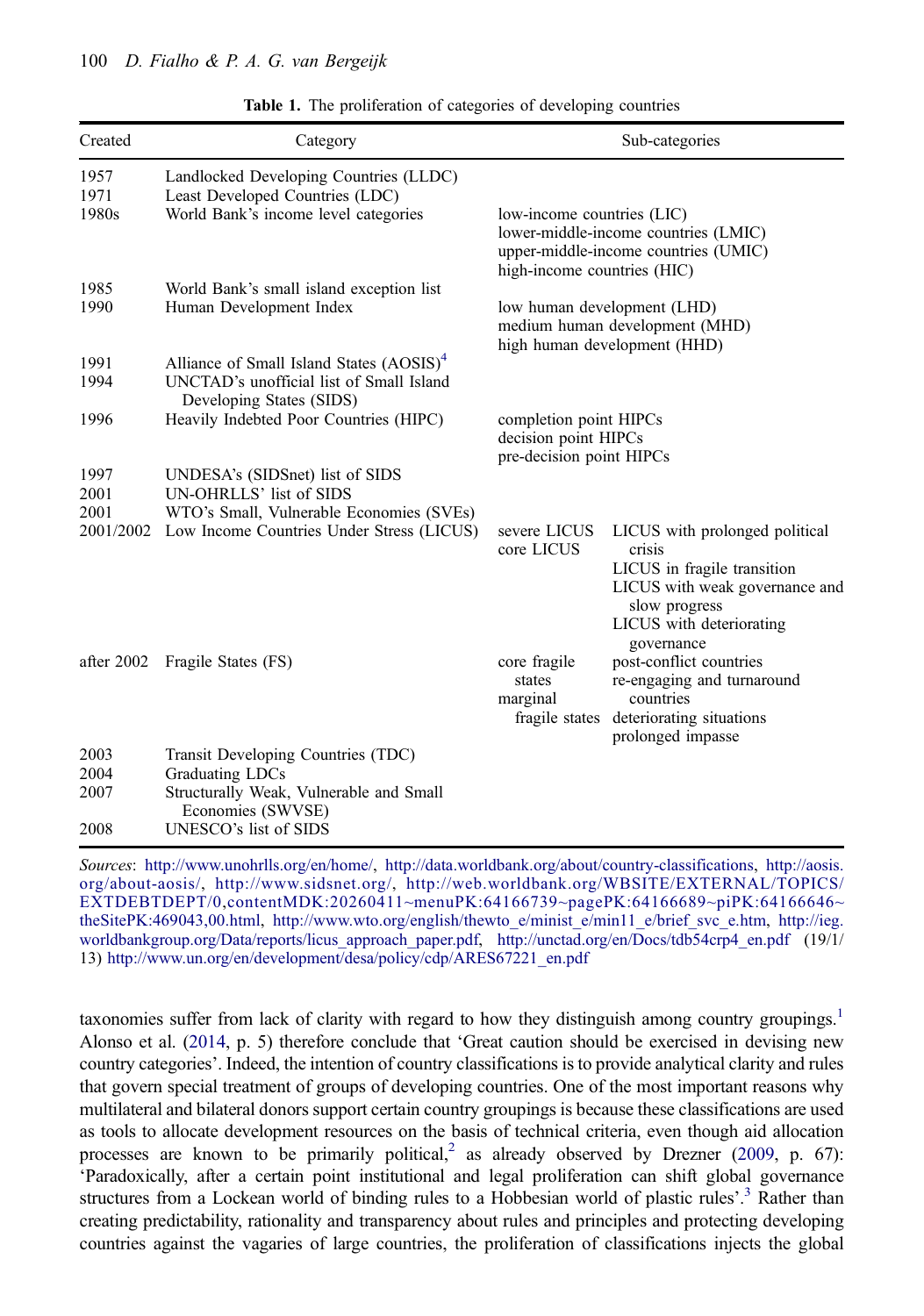**Table 1.** The proliferation of categories of developing countries

| Created | Category | Sub-categories | |
|---|---|---|---|
| 1957 | Landlocked Developing Countries (LLDC) | | |
| 1971 | Least Developed Countries (LDC) | | |
| 1980s | World Bank's income level categories | low-income countries (LIC)<br>lower-middle-income countries (LMIC)<br>upper-middle-income countries (UMIC)<br>high-income countries (HIC) | |
| 1985 | World Bank's small island exception list | | |
| 1990 | Human Development Index | low human development (LHD)<br>medium human development (MHD)<br>high human development (HHD) | |
| 1991 | Alliance of Small Island States (AOSIS)[4] | | |
| 1994 | UNCTAD's unofficial list of Small Island Developing States (SIDS) | | |
| 1996 | Heavily Indebted Poor Countries (HIPC) | completion point HIPCs<br>decision point HIPCs<br>pre-decision point HIPCs | |
| 1997 | UNDESA's (SIDSnet) list of SIDS | | |
| 2001 | UN-OHRLLS' list of SIDS | | |
| 2001 | WTO's Small, Vulnerable Economies (SVEs) | | |
| 2001/2002 | Low Income Countries Under Stress (LICUS) | severe LICUS<br>core LICUS | LICUS with prolonged political crisis<br>LICUS in fragile transition<br>LICUS with weak governance and slow progress<br>LICUS with deteriorating governance |
| after 2002 | Fragile States (FS) | core fragile states<br>marginal fragile states | post-conflict countries<br>re-engaging and turnaround countries<br>deteriorating situations<br>prolonged impasse |
| 2003 | Transit Developing Countries (TDC) | | |
| 2004 | Graduating LDCs | | |
| 2007 | Structurally Weak, Vulnerable and Small Economies (SWVSE) | | |
| 2008 | UNESCO's list of SIDS | | |

*Sources*: http://www.unohrlls.org/en/home/, http://data.worldbank.org/about/country-classifications, http://aosis.org/about-aosis/, http://www.sidsnet.org/, http://web.worldbank.org/WBSITE/EXTERNAL/TOPICS/EXTDEBTDEPT/0,contentMDK:20260411~menuPK:64166739~pagePK:64166689~piPK:64166646~theSitePK:469043,00.html, http://www.wto.org/english/thewto_e/minist_e/min11_e/brief_svc_e.htm, http://ieg.worldbankgroup.org/Data/reports/licus_approach_paper.pdf, http://unctad.org/en/Docs/tdb54crp4_en.pdf (19/1/13) http://www.un.org/en/development/desa/policy/cdp/ARES67221_en.pdf

taxonomies suffer from lack of clarity with regard to how they distinguish among country groupings.[1] Alonso et al. (2014, p. 5) therefore conclude that 'Great caution should be exercised in devising new country categories'. Indeed, the intention of country classifications is to provide analytical clarity and rules that govern special treatment of groups of developing countries. One of the most important reasons why multilateral and bilateral donors support certain country groupings is because these classifications are used as tools to allocate development resources on the basis of technical criteria, even though aid allocation processes are known to be primarily political,[2] as already observed by Drezner (2009, p. 67): 'Paradoxically, after a certain point institutional and legal proliferation can shift global governance structures from a Lockean world of binding rules to a Hobbesian world of plastic rules'.[3] Rather than creating predictability, rationality and transparency about rules and principles and protecting developing countries against the vagaries of large countries, the proliferation of classifications injects the global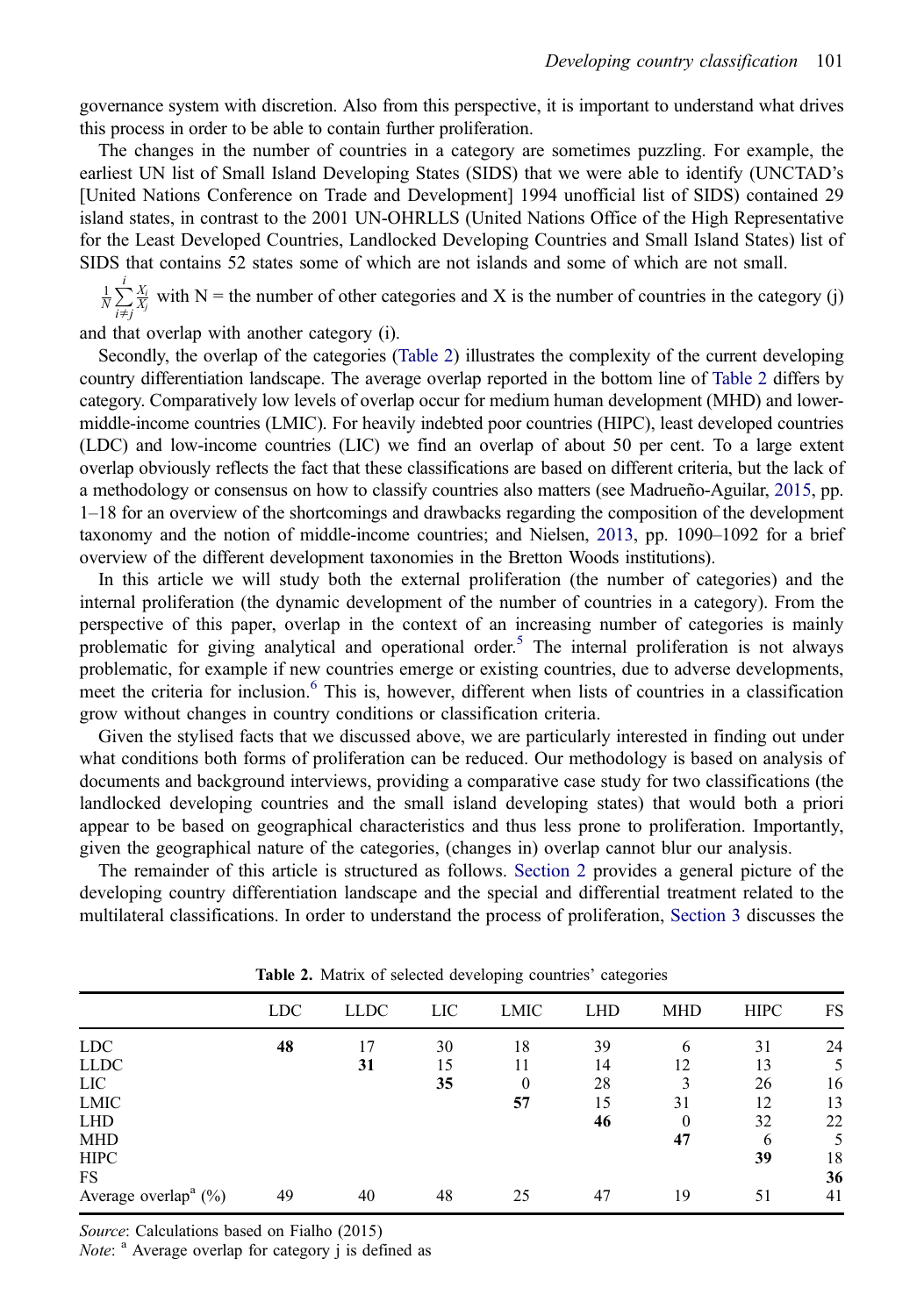governance system with discretion. Also from this perspective, it is important to understand what drives this process in order to be able to contain further proliferation.

The changes in the number of countries in a category are sometimes puzzling. For example, the earliest UN list of Small Island Developing States (SIDS) that we were able to identify (UNCTAD's [United Nations Conference on Trade and Development] 1994 unofficial list of SIDS) contained 29 island states, in contrast to the 2001 UN-OHRLLS (United Nations Office of the High Representative for the Least Developed Countries, Landlocked Developing Countries and Small Island States) list of SIDS that contains 52 states some of which are not islands and some of which are not small.

Secondly, the overlap of the categories (Table 2) illustrates the complexity of the current developing country differentiation landscape. The average overlap reported in the bottom line of Table 2 differs by category. Comparatively low levels of overlap occur for medium human development (MHD) and lower-middle-income countries (LMIC). For heavily indebted poor countries (HIPC), least developed countries (LDC) and low-income countries (LIC) we find an overlap of about 50 per cent. To a large extent overlap obviously reflects the fact that these classifications are based on different criteria, but the lack of a methodology or consensus on how to classify countries also matters (see Madrueño-Aguilar, 2015, pp. 1–18 for an overview of the shortcomings and drawbacks regarding the composition of the development taxonomy and the notion of middle-income countries; and Nielsen, 2013, pp. 1090–1092 for a brief overview of the different development taxonomies in the Bretton Woods institutions).

In this article we will study both the external proliferation (the number of categories) and the internal proliferation (the dynamic development of the number of countries in a category). From the perspective of this paper, overlap in the context of an increasing number of categories is mainly problematic for giving analytical and operational order.[5] The internal proliferation is not always problematic, for example if new countries emerge or existing countries, due to adverse developments, meet the criteria for inclusion.[6] This is, however, different when lists of countries in a classification grow without changes in country conditions or classification criteria.

Given the stylised facts that we discussed above, we are particularly interested in finding out under what conditions both forms of proliferation can be reduced. Our methodology is based on analysis of documents and background interviews, providing a comparative case study for two classifications (the landlocked developing countries and the small island developing states) that would both a priori appear to be based on geographical characteristics and thus less prone to proliferation. Importantly, given the geographical nature of the categories, (changes in) overlap cannot blur our analysis.

The remainder of this article is structured as follows. Section 2 provides a general picture of the developing country differentiation landscape and the special and differential treatment related to the multilateral classifications. In order to understand the process of proliferation, Section 3 discusses the

**Table 2.** Matrix of selected developing countries' categories

| | LDC | LLDC | LIC | LMIC | LHD | MHD | HIPC | FS |
|---|---|---|---|---|---|---|---|---|
| LDC | **48** | 17 | 30 | 18 | 39 | 6 | 31 | 24 |
| LLDC | | **31** | 15 | 11 | 14 | 12 | 13 | 5 |
| LIC | | | **35** | 0 | 28 | 3 | 26 | 16 |
| LMIC | | | | **57** | 15 | 31 | 12 | 13 |
| LHD | | | | | **46** | 0 | 32 | 22 |
| MHD | | | | | | **47** | 6 | 5 |
| HIPC | | | | | | | **39** | 18 |
| FS | | | | | | | | **36** |
| Average overlap[a] (%) | 49 | 40 | 48 | 25 | 47 | 19 | 51 | 41 |

*Source*: Calculations based on Fialho (2015)

*Note*: [a] Average overlap for category j is defined as $\frac{1}{N}\sum_{i \neq j}^{i} \frac{X_i}{X_j}$ with N = the number of other categories and X is the number of countries in the category (j) and that overlap with another category (i).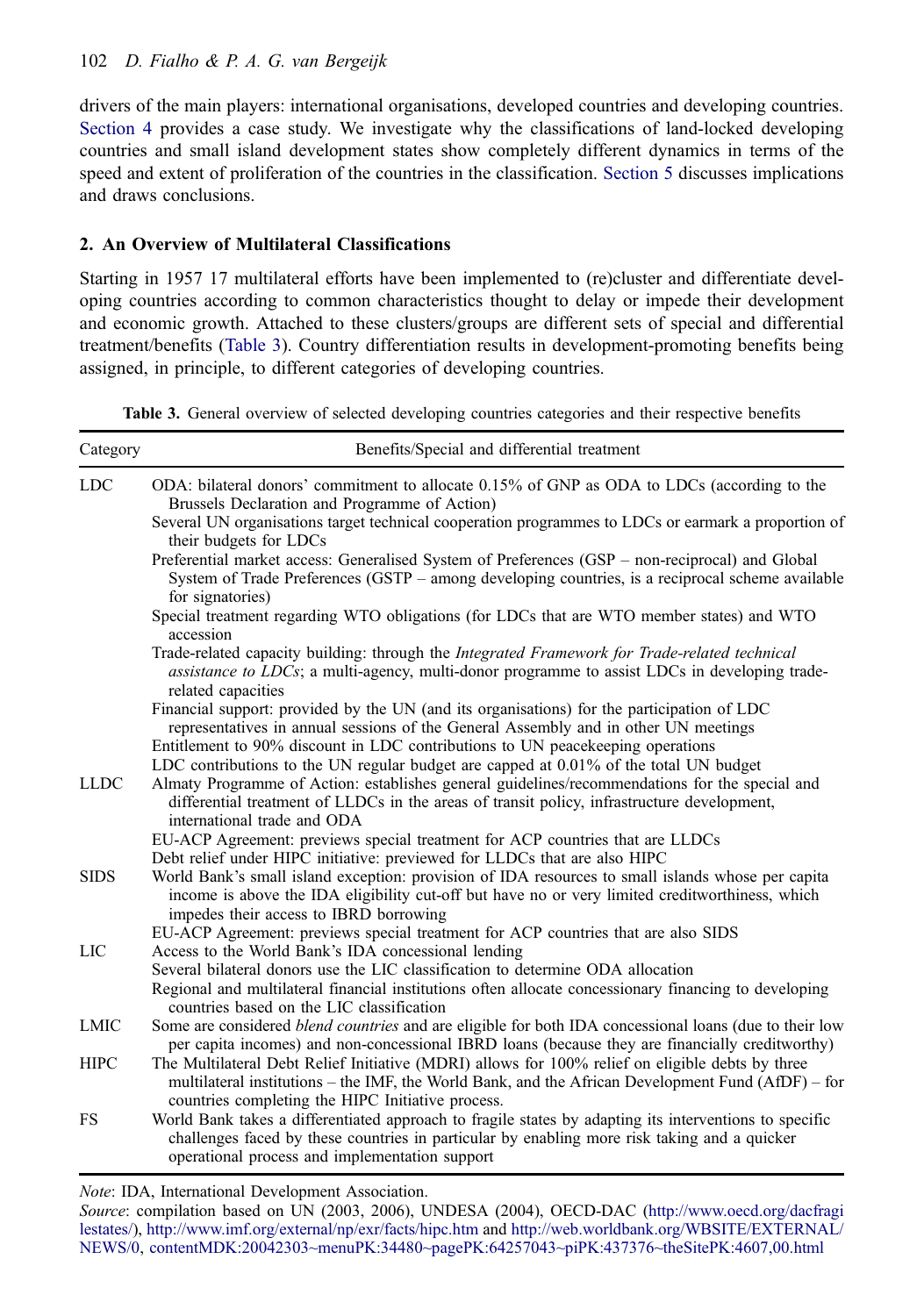drivers of the main players: international organisations, developed countries and developing countries. Section 4 provides a case study. We investigate why the classifications of land-locked developing countries and small island development states show completely different dynamics in terms of the speed and extent of proliferation of the countries in the classification. Section 5 discusses implications and draws conclusions.

## 2. An Overview of Multilateral Classifications

Starting in 1957 17 multilateral efforts have been implemented to (re)cluster and differentiate developing countries according to common characteristics thought to delay or impede their development and economic growth. Attached to these clusters/groups are different sets of special and differential treatment/benefits (Table 3). Country differentiation results in development-promoting benefits being assigned, in principle, to different categories of developing countries.

**Table 3.** General overview of selected developing countries categories and their respective benefits

| Category | Benefits/Special and differential treatment |
|---|---|
| LDC | ODA: bilateral donors' commitment to allocate 0.15% of GNP as ODA to LDCs (according to the Brussels Declaration and Programme of Action) |
| | Several UN organisations target technical cooperation programmes to LDCs or earmark a proportion of their budgets for LDCs |
| | Preferential market access: Generalised System of Preferences (GSP – non-reciprocal) and Global System of Trade Preferences (GSTP – among developing countries, is a reciprocal scheme available for signatories) |
| | Special treatment regarding WTO obligations (for LDCs that are WTO member states) and WTO accession |
| | Trade-related capacity building: through the *Integrated Framework for Trade-related technical assistance to LDCs*; a multi-agency, multi-donor programme to assist LDCs in developing trade-related capacities |
| | Financial support: provided by the UN (and its organisations) for the participation of LDC representatives in annual sessions of the General Assembly and in other UN meetings |
| | Entitlement to 90% discount in LDC contributions to UN peacekeeping operations |
| | LDC contributions to the UN regular budget are capped at 0.01% of the total UN budget |
| LLDC | Almaty Programme of Action: establishes general guidelines/recommendations for the special and differential treatment of LLDCs in the areas of transit policy, infrastructure development, international trade and ODA |
| | EU-ACP Agreement: previews special treatment for ACP countries that are LLDCs |
| | Debt relief under HIPC initiative: previewed for LLDCs that are also HIPC |
| SIDS | World Bank's small island exception: provision of IDA resources to small islands whose per capita income is above the IDA eligibility cut-off but have no or very limited creditworthiness, which impedes their access to IBRD borrowing |
| | EU-ACP Agreement: previews special treatment for ACP countries that are also SIDS |
| LIC | Access to the World Bank's IDA concessional lending |
| | Several bilateral donors use the LIC classification to determine ODA allocation |
| | Regional and multilateral financial institutions often allocate concessionary financing to developing countries based on the LIC classification |
| LMIC | Some are considered *blend countries* and are eligible for both IDA concessional loans (due to their low per capita incomes) and non-concessional IBRD loans (because they are financially creditworthy) |
| HIPC | The Multilateral Debt Relief Initiative (MDRI) allows for 100% relief on eligible debts by three multilateral institutions – the IMF, the World Bank, and the African Development Fund (AfDF) – for countries completing the HIPC Initiative process. |
| FS | World Bank takes a differentiated approach to fragile states by adapting its interventions to specific challenges faced by these countries in particular by enabling more risk taking and a quicker operational process and implementation support |

*Note*: IDA, International Development Association.

*Source*: compilation based on UN (2003, 2006), UNDESA (2004), OECD-DAC (http://www.oecd.org/dacfragilestates/), http://www.imf.org/external/np/exr/facts/hipc.htm and http://web.worldbank.org/WBSITE/EXTERNAL/NEWS/0, contentMDK:20042303~menuPK:34480~pagePK:64257043~piPK:437376~theSitePK:4607,00.html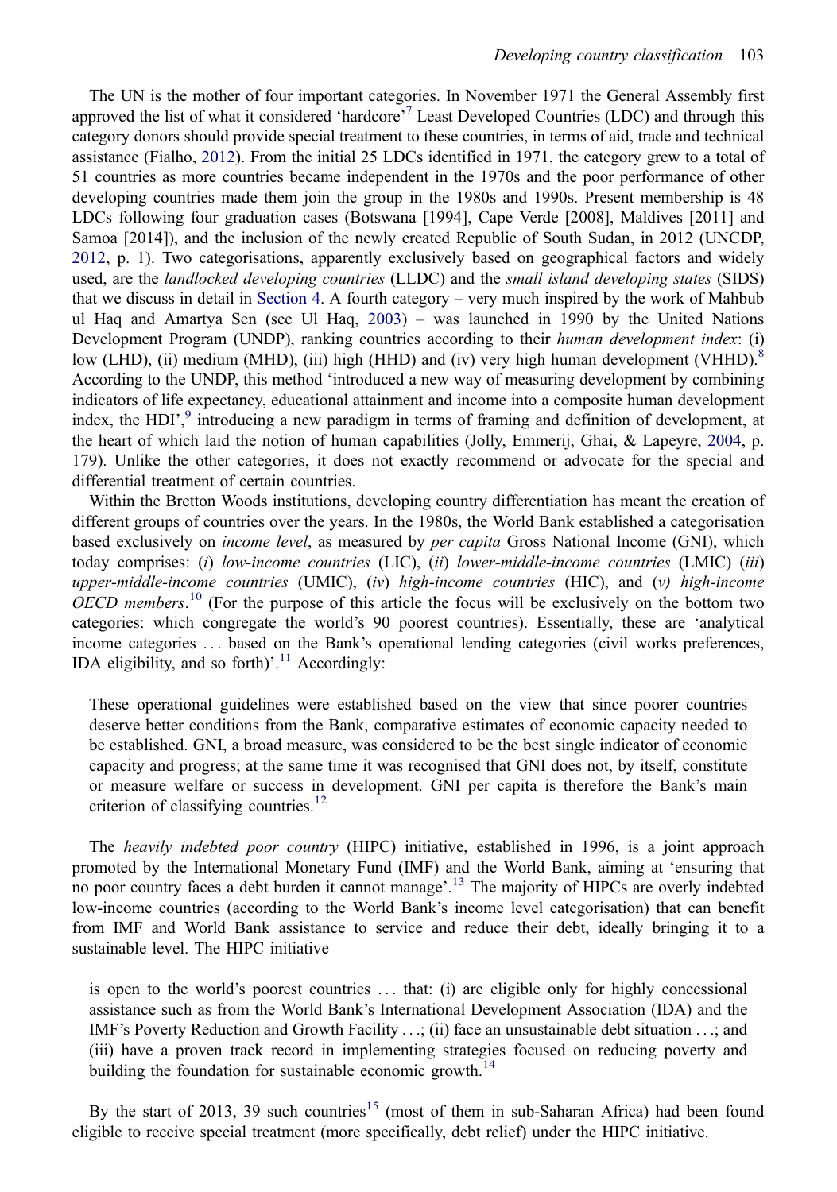The UN is the mother of four important categories. In November 1971 the General Assembly first approved the list of what it considered 'hardcore'[7] Least Developed Countries (LDC) and through this category donors should provide special treatment to these countries, in terms of aid, trade and technical assistance (Fialho, 2012). From the initial 25 LDCs identified in 1971, the category grew to a total of 51 countries as more countries became independent in the 1970s and the poor performance of other developing countries made them join the group in the 1980s and 1990s. Present membership is 48 LDCs following four graduation cases (Botswana [1994], Cape Verde [2008], Maldives [2011] and Samoa [2014]), and the inclusion of the newly created Republic of South Sudan, in 2012 (UNCDP, 2012, p. 1). Two categorisations, apparently exclusively based on geographical factors and widely used, are the *landlocked developing countries* (LLDC) and the *small island developing states* (SIDS) that we discuss in detail in Section 4. A fourth category – very much inspired by the work of Mahbub ul Haq and Amartya Sen (see Ul Haq, 2003) – was launched in 1990 by the United Nations Development Program (UNDP), ranking countries according to their *human development index*: (i) low (LHD), (ii) medium (MHD), (iii) high (HHD) and (iv) very high human development (VHHD).[8] According to the UNDP, this method 'introduced a new way of measuring development by combining indicators of life expectancy, educational attainment and income into a composite human development index, the HDI',[9] introducing a new paradigm in terms of framing and definition of development, at the heart of which laid the notion of human capabilities (Jolly, Emmerij, Ghai, & Lapeyre, 2004, p. 179). Unlike the other categories, it does not exactly recommend or advocate for the special and differential treatment of certain countries.

Within the Bretton Woods institutions, developing country differentiation has meant the creation of different groups of countries over the years. In the 1980s, the World Bank established a categorisation based exclusively on *income level*, as measured by *per capita* Gross National Income (GNI), which today comprises: (*i*) *low-income countries* (LIC), (*ii*) *lower-middle-income countries* (LMIC) (*iii*) *upper-middle-income countries* (UMIC), (*iv*) *high-income countries* (HIC), and (*v*) *high-income OECD members*.[10] (For the purpose of this article the focus will be exclusively on the bottom two categories: which congregate the world's 90 poorest countries). Essentially, these are 'analytical income categories … based on the Bank's operational lending categories (civil works preferences, IDA eligibility, and so forth)'.[11] Accordingly:

> These operational guidelines were established based on the view that since poorer countries deserve better conditions from the Bank, comparative estimates of economic capacity needed to be established. GNI, a broad measure, was considered to be the best single indicator of economic capacity and progress; at the same time it was recognised that GNI does not, by itself, constitute or measure welfare or success in development. GNI per capita is therefore the Bank's main criterion of classifying countries.[12]

The *heavily indebted poor country* (HIPC) initiative, established in 1996, is a joint approach promoted by the International Monetary Fund (IMF) and the World Bank, aiming at 'ensuring that no poor country faces a debt burden it cannot manage'.[13] The majority of HIPCs are overly indebted low-income countries (according to the World Bank's income level categorisation) that can benefit from IMF and World Bank assistance to service and reduce their debt, ideally bringing it to a sustainable level. The HIPC initiative

> is open to the world's poorest countries … that: (i) are eligible only for highly concessional assistance such as from the World Bank's International Development Association (IDA) and the IMF's Poverty Reduction and Growth Facility …; (ii) face an unsustainable debt situation …; and (iii) have a proven track record in implementing strategies focused on reducing poverty and building the foundation for sustainable economic growth.[14]

By the start of 2013, 39 such countries[15] (most of them in sub-Saharan Africa) had been found eligible to receive special treatment (more specifically, debt relief) under the HIPC initiative.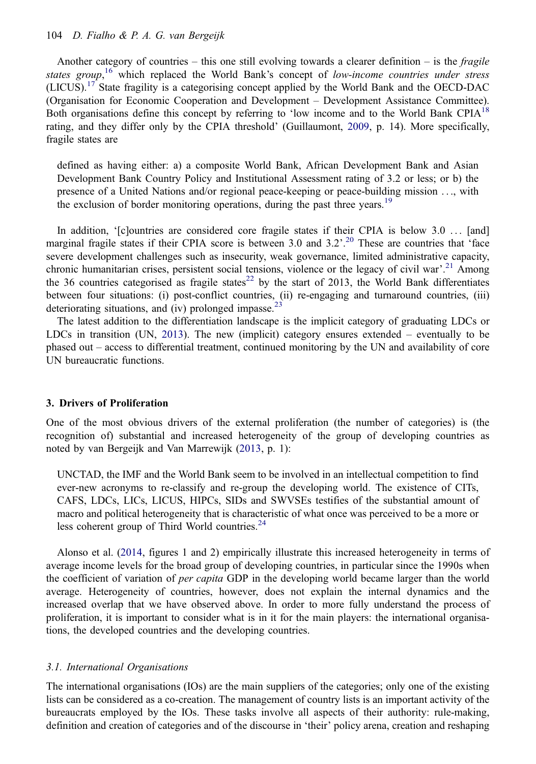Another category of countries – this one still evolving towards a clearer definition – is the *fragile states group*,[16] which replaced the World Bank's concept of *low-income countries under stress* (LICUS).[17] State fragility is a categorising concept applied by the World Bank and the OECD-DAC (Organisation for Economic Cooperation and Development – Development Assistance Committee). Both organisations define this concept by referring to 'low income and to the World Bank CPIA[18] rating, and they differ only by the CPIA threshold' (Guillaumont, 2009, p. 14). More specifically, fragile states are

> defined as having either: a) a composite World Bank, African Development Bank and Asian Development Bank Country Policy and Institutional Assessment rating of 3.2 or less; or b) the presence of a United Nations and/or regional peace-keeping or peace-building mission …, with the exclusion of border monitoring operations, during the past three years.[19]

In addition, '[c]ountries are considered core fragile states if their CPIA is below 3.0 … [and] marginal fragile states if their CPIA score is between 3.0 and 3.2'.[20] These are countries that 'face severe development challenges such as insecurity, weak governance, limited administrative capacity, chronic humanitarian crises, persistent social tensions, violence or the legacy of civil war'.[21] Among the 36 countries categorised as fragile states[22] by the start of 2013, the World Bank differentiates between four situations: (i) post-conflict countries, (ii) re-engaging and turnaround countries, (iii) deteriorating situations, and (iv) prolonged impasse.[23]

The latest addition to the differentiation landscape is the implicit category of graduating LDCs or LDCs in transition (UN, 2013). The new (implicit) category ensures extended – eventually to be phased out – access to differential treatment, continued monitoring by the UN and availability of core UN bureaucratic functions.

## 3. Drivers of Proliferation

One of the most obvious drivers of the external proliferation (the number of categories) is (the recognition of) substantial and increased heterogeneity of the group of developing countries as noted by van Bergeijk and Van Marrewijk (2013, p. 1):

> UNCTAD, the IMF and the World Bank seem to be involved in an intellectual competition to find ever-new acronyms to re-classify and re-group the developing world. The existence of CITs, CAFS, LDCs, LICs, LICUS, HIPCs, SIDs and SWVSEs testifies of the substantial amount of macro and political heterogeneity that is characteristic of what once was perceived to be a more or less coherent group of Third World countries.[24]

Alonso et al. (2014, figures 1 and 2) empirically illustrate this increased heterogeneity in terms of average income levels for the broad group of developing countries, in particular since the 1990s when the coefficient of variation of *per capita* GDP in the developing world became larger than the world average. Heterogeneity of countries, however, does not explain the internal dynamics and the increased overlap that we have observed above. In order to more fully understand the process of proliferation, it is important to consider what is in it for the main players: the international organisations, the developed countries and the developing countries.

### 3.1. International Organisations

The international organisations (IOs) are the main suppliers of the categories; only one of the existing lists can be considered as a co-creation. The management of country lists is an important activity of the bureaucrats employed by the IOs. These tasks involve all aspects of their authority: rule-making, definition and creation of categories and of the discourse in 'their' policy arena, creation and reshaping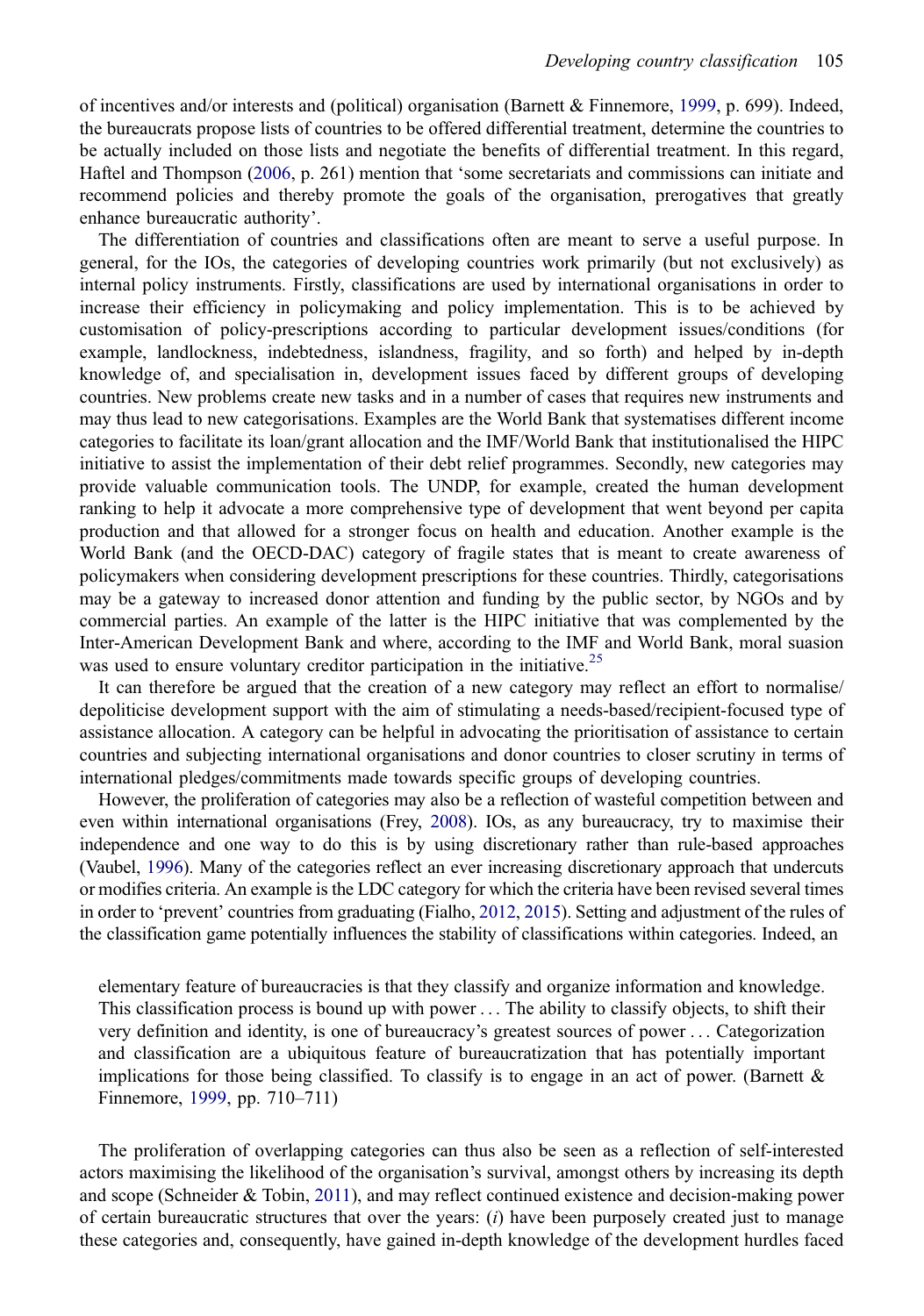of incentives and/or interests and (political) organisation (Barnett & Finnemore, 1999, p. 699). Indeed, the bureaucrats propose lists of countries to be offered differential treatment, determine the countries to be actually included on those lists and negotiate the benefits of differential treatment. In this regard, Haftel and Thompson (2006, p. 261) mention that 'some secretariats and commissions can initiate and recommend policies and thereby promote the goals of the organisation, prerogatives that greatly enhance bureaucratic authority'.

The differentiation of countries and classifications often are meant to serve a useful purpose. In general, for the IOs, the categories of developing countries work primarily (but not exclusively) as internal policy instruments. Firstly, classifications are used by international organisations in order to increase their efficiency in policymaking and policy implementation. This is to be achieved by customisation of policy-prescriptions according to particular development issues/conditions (for example, landlockness, indebtedness, islandness, fragility, and so forth) and helped by in-depth knowledge of, and specialisation in, development issues faced by different groups of developing countries. New problems create new tasks and in a number of cases that requires new instruments and may thus lead to new categorisations. Examples are the World Bank that systematises different income categories to facilitate its loan/grant allocation and the IMF/World Bank that institutionalised the HIPC initiative to assist the implementation of their debt relief programmes. Secondly, new categories may provide valuable communication tools. The UNDP, for example, created the human development ranking to help it advocate a more comprehensive type of development that went beyond per capita production and that allowed for a stronger focus on health and education. Another example is the World Bank (and the OECD-DAC) category of fragile states that is meant to create awareness of policymakers when considering development prescriptions for these countries. Thirdly, categorisations may be a gateway to increased donor attention and funding by the public sector, by NGOs and by commercial parties. An example of the latter is the HIPC initiative that was complemented by the Inter-American Development Bank and where, according to the IMF and World Bank, moral suasion was used to ensure voluntary creditor participation in the initiative.[25]

It can therefore be argued that the creation of a new category may reflect an effort to normalise/depoliticise development support with the aim of stimulating a needs-based/recipient-focused type of assistance allocation. A category can be helpful in advocating the prioritisation of assistance to certain countries and subjecting international organisations and donor countries to closer scrutiny in terms of international pledges/commitments made towards specific groups of developing countries.

However, the proliferation of categories may also be a reflection of wasteful competition between and even within international organisations (Frey, 2008). IOs, as any bureaucracy, try to maximise their independence and one way to do this is by using discretionary rather than rule-based approaches (Vaubel, 1996). Many of the categories reflect an ever increasing discretionary approach that undercuts or modifies criteria. An example is the LDC category for which the criteria have been revised several times in order to 'prevent' countries from graduating (Fialho, 2012, 2015). Setting and adjustment of the rules of the classification game potentially influences the stability of classifications within categories. Indeed, an

> elementary feature of bureaucracies is that they classify and organize information and knowledge. This classification process is bound up with power ... The ability to classify objects, to shift their very definition and identity, is one of bureaucracy's greatest sources of power ... Categorization and classification are a ubiquitous feature of bureaucratization that has potentially important implications for those being classified. To classify is to engage in an act of power. (Barnett & Finnemore, 1999, pp. 710–711)

The proliferation of overlapping categories can thus also be seen as a reflection of self-interested actors maximising the likelihood of the organisation's survival, amongst others by increasing its depth and scope (Schneider & Tobin, 2011), and may reflect continued existence and decision-making power of certain bureaucratic structures that over the years: (*i*) have been purposely created just to manage these categories and, consequently, have gained in-depth knowledge of the development hurdles faced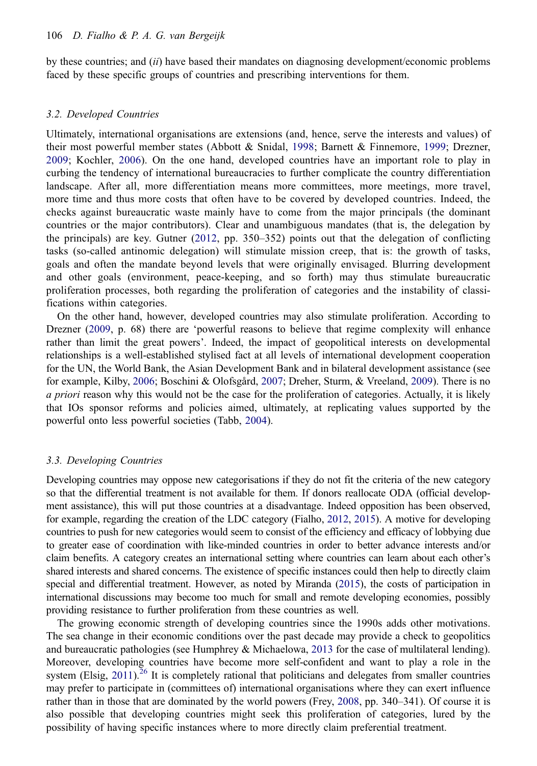by these countries; and (*ii*) have based their mandates on diagnosing development/economic problems faced by these specific groups of countries and prescribing interventions for them.

### *3.2. Developed Countries*

Ultimately, international organisations are extensions (and, hence, serve the interests and values) of their most powerful member states (Abbott & Snidal, 1998; Barnett & Finnemore, 1999; Drezner, 2009; Kochler, 2006). On the one hand, developed countries have an important role to play in curbing the tendency of international bureaucracies to further complicate the country differentiation landscape. After all, more differentiation means more committees, more meetings, more travel, more time and thus more costs that often have to be covered by developed countries. Indeed, the checks against bureaucratic waste mainly have to come from the major principals (the dominant countries or the major contributors). Clear and unambiguous mandates (that is, the delegation by the principals) are key. Gutner (2012, pp. 350–352) points out that the delegation of conflicting tasks (so-called antinomic delegation) will stimulate mission creep, that is: the growth of tasks, goals and often the mandate beyond levels that were originally envisaged. Blurring development and other goals (environment, peace-keeping, and so forth) may thus stimulate bureaucratic proliferation processes, both regarding the proliferation of categories and the instability of classifications within categories.

On the other hand, however, developed countries may also stimulate proliferation. According to Drezner (2009, p. 68) there are 'powerful reasons to believe that regime complexity will enhance rather than limit the great powers'. Indeed, the impact of geopolitical interests on developmental relationships is a well-established stylised fact at all levels of international development cooperation for the UN, the World Bank, the Asian Development Bank and in bilateral development assistance (see for example, Kilby, 2006; Boschini & Olofsgård, 2007; Dreher, Sturm, & Vreeland, 2009). There is no *a priori* reason why this would not be the case for the proliferation of categories. Actually, it is likely that IOs sponsor reforms and policies aimed, ultimately, at replicating values supported by the powerful onto less powerful societies (Tabb, 2004).

### *3.3. Developing Countries*

Developing countries may oppose new categorisations if they do not fit the criteria of the new category so that the differential treatment is not available for them. If donors reallocate ODA (official development assistance), this will put those countries at a disadvantage. Indeed opposition has been observed, for example, regarding the creation of the LDC category (Fialho, 2012, 2015). A motive for developing countries to push for new categories would seem to consist of the efficiency and efficacy of lobbying due to greater ease of coordination with like-minded countries in order to better advance interests and/or claim benefits. A category creates an international setting where countries can learn about each other's shared interests and shared concerns. The existence of specific instances could then help to directly claim special and differential treatment. However, as noted by Miranda (2015), the costs of participation in international discussions may become too much for small and remote developing economies, possibly providing resistance to further proliferation from these countries as well.

The growing economic strength of developing countries since the 1990s adds other motivations. The sea change in their economic conditions over the past decade may provide a check to geopolitics and bureaucratic pathologies (see Humphrey & Michaelowa, 2013 for the case of multilateral lending). Moreover, developing countries have become more self-confident and want to play a role in the system (Elsig, 2011).[26] It is completely rational that politicians and delegates from smaller countries may prefer to participate in (committees of) international organisations where they can exert influence rather than in those that are dominated by the world powers (Frey, 2008, pp. 340–341). Of course it is also possible that developing countries might seek this proliferation of categories, lured by the possibility of having specific instances where to more directly claim preferential treatment.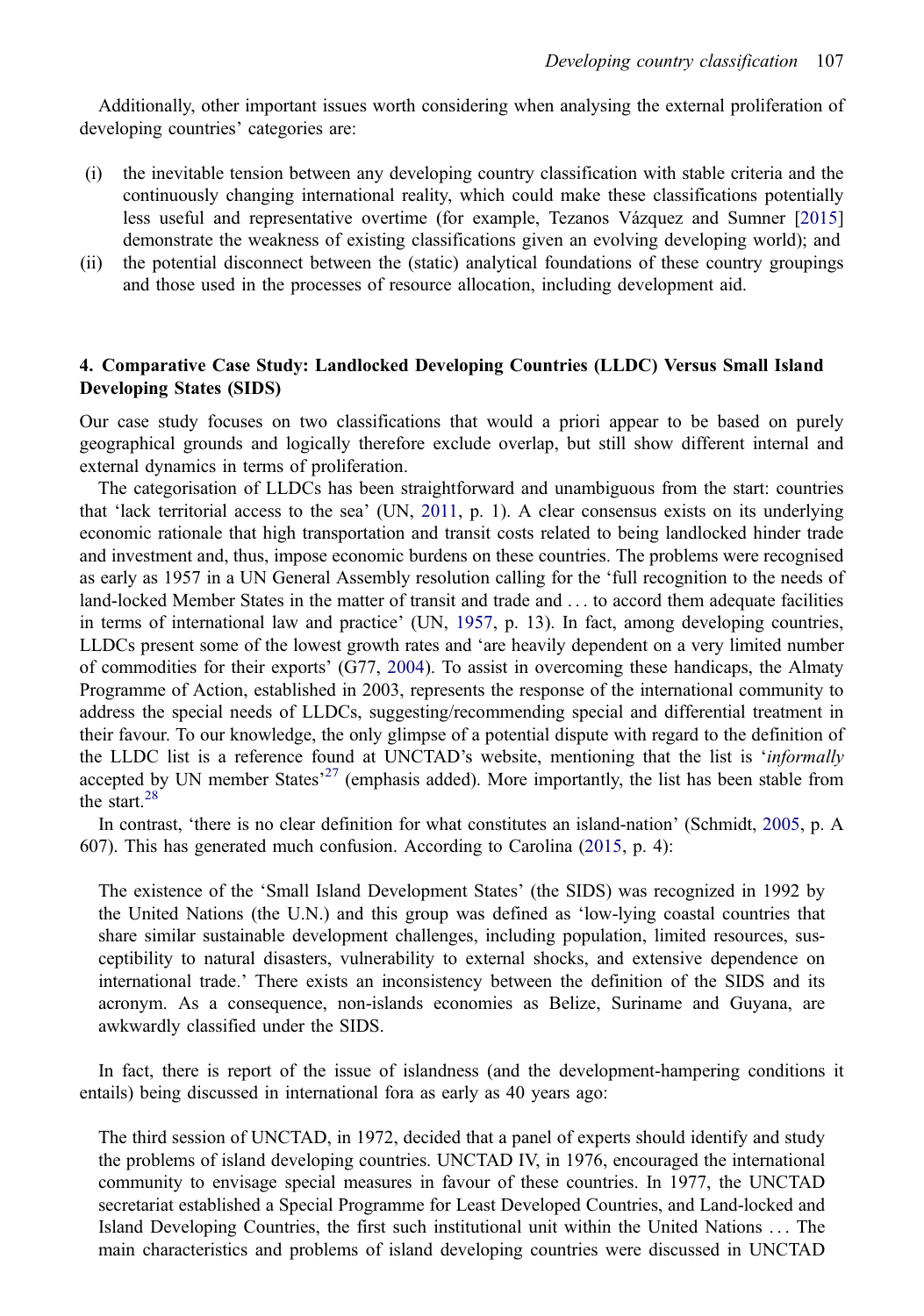Additionally, other important issues worth considering when analysing the external proliferation of developing countries' categories are:

(i) the inevitable tension between any developing country classification with stable criteria and the continuously changing international reality, which could make these classifications potentially less useful and representative overtime (for example, Tezanos Vázquez and Sumner [2015] demonstrate the weakness of existing classifications given an evolving developing world); and
(ii) the potential disconnect between the (static) analytical foundations of these country groupings and those used in the processes of resource allocation, including development aid.

## 4. Comparative Case Study: Landlocked Developing Countries (LLDC) Versus Small Island Developing States (SIDS)

Our case study focuses on two classifications that would a priori appear to be based on purely geographical grounds and logically therefore exclude overlap, but still show different internal and external dynamics in terms of proliferation.

The categorisation of LLDCs has been straightforward and unambiguous from the start: countries that 'lack territorial access to the sea' (UN, 2011, p. 1). A clear consensus exists on its underlying economic rationale that high transportation and transit costs related to being landlocked hinder trade and investment and, thus, impose economic burdens on these countries. The problems were recognised as early as 1957 in a UN General Assembly resolution calling for the 'full recognition to the needs of land-locked Member States in the matter of transit and trade and … to accord them adequate facilities in terms of international law and practice' (UN, 1957, p. 13). In fact, among developing countries, LLDCs present some of the lowest growth rates and 'are heavily dependent on a very limited number of commodities for their exports' (G77, 2004). To assist in overcoming these handicaps, the Almaty Programme of Action, established in 2003, represents the response of the international community to address the special needs of LLDCs, suggesting/recommending special and differential treatment in their favour. To our knowledge, the only glimpse of a potential dispute with regard to the definition of the LLDC list is a reference found at UNCTAD's website, mentioning that the list is '*informally* accepted by UN member States'[27] (emphasis added). More importantly, the list has been stable from the start.[28]

In contrast, 'there is no clear definition for what constitutes an island-nation' (Schmidt, 2005, p. A 607). This has generated much confusion. According to Carolina (2015, p. 4):

> The existence of the 'Small Island Development States' (the SIDS) was recognized in 1992 by the United Nations (the U.N.) and this group was defined as 'low-lying coastal countries that share similar sustainable development challenges, including population, limited resources, susceptibility to natural disasters, vulnerability to external shocks, and extensive dependence on international trade.' There exists an inconsistency between the definition of the SIDS and its acronym. As a consequence, non-islands economies as Belize, Suriname and Guyana, are awkwardly classified under the SIDS.

In fact, there is report of the issue of islandness (and the development-hampering conditions it entails) being discussed in international fora as early as 40 years ago:

> The third session of UNCTAD, in 1972, decided that a panel of experts should identify and study the problems of island developing countries. UNCTAD IV, in 1976, encouraged the international community to envisage special measures in favour of these countries. In 1977, the UNCTAD secretariat established a Special Programme for Least Developed Countries, and Land-locked and Island Developing Countries, the first such institutional unit within the United Nations … The main characteristics and problems of island developing countries were discussed in UNCTAD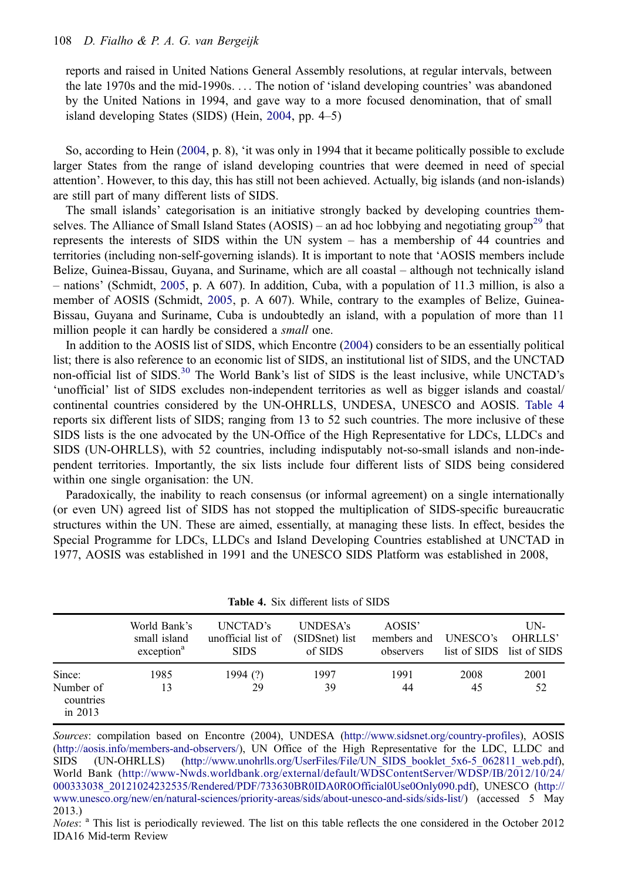reports and raised in United Nations General Assembly resolutions, at regular intervals, between the late 1970s and the mid-1990s. … The notion of 'island developing countries' was abandoned by the United Nations in 1994, and gave way to a more focused denomination, that of small island developing States (SIDS) (Hein, 2004, pp. 4–5)

So, according to Hein (2004, p. 8), 'it was only in 1994 that it became politically possible to exclude larger States from the range of island developing countries that were deemed in need of special attention'. However, to this day, this has still not been achieved. Actually, big islands (and non-islands) are still part of many different lists of SIDS.

The small islands' categorisation is an initiative strongly backed by developing countries themselves. The Alliance of Small Island States (AOSIS) – an ad hoc lobbying and negotiating group[29] that represents the interests of SIDS within the UN system – has a membership of 44 countries and territories (including non-self-governing islands). It is important to note that 'AOSIS members include Belize, Guinea-Bissau, Guyana, and Suriname, which are all coastal – although not technically island – nations' (Schmidt, 2005, p. A 607). In addition, Cuba, with a population of 11.3 million, is also a member of AOSIS (Schmidt, 2005, p. A 607). While, contrary to the examples of Belize, Guinea-Bissau, Guyana and Suriname, Cuba is undoubtedly an island, with a population of more than 11 million people it can hardly be considered a *small* one.

In addition to the AOSIS list of SIDS, which Encontre (2004) considers to be an essentially political list; there is also reference to an economic list of SIDS, an institutional list of SIDS, and the UNCTAD non-official list of SIDS.[30] The World Bank's list of SIDS is the least inclusive, while UNCTAD's 'unofficial' list of SIDS excludes non-independent territories as well as bigger islands and coastal/continental countries considered by the UN-OHRLLS, UNDESA, UNESCO and AOSIS. Table 4 reports six different lists of SIDS; ranging from 13 to 52 such countries. The more inclusive of these SIDS lists is the one advocated by the UN-Office of the High Representative for LDCs, LLDCs and SIDS (UN-OHRLLS), with 52 countries, including indisputably not-so-small islands and non-independent territories. Importantly, the six lists include four different lists of SIDS being considered within one single organisation: the UN.

Paradoxically, the inability to reach consensus (or informal agreement) on a single internationally (or even UN) agreed list of SIDS has not stopped the multiplication of SIDS-specific bureaucratic structures within the UN. These are aimed, essentially, at managing these lists. In effect, besides the Special Programme for LDCs, LLDCs and Island Developing Countries established at UNCTAD in 1977, AOSIS was established in 1991 and the UNESCO SIDS Platform was established in 2008,

**Table 4.** Six different lists of SIDS

| | World Bank's small island exception[a] | UNCTAD's unofficial list of SIDS | UNDESA's (SIDSnet) list of SIDS | AOSIS' members and observers | UNESCO's list of SIDS | UN-OHRLLS' list of SIDS |
|---|---|---|---|---|---|---|
| Since: | 1985 | 1994 (?) | 1997 | 1991 | 2008 | 2001 |
| Number of countries in 2013 | 13 | 29 | 39 | 44 | 45 | 52 |

*Sources*: compilation based on Encontre (2004), UNDESA (http://www.sidsnet.org/country-profiles), AOSIS (http://aosis.info/members-and-observers/), UN Office of the High Representative for the LDC, LLDC and SIDS (UN-OHRLLS) (http://www.unohrlls.org/UserFiles/File/UN_SIDS_booklet_5x6-5_062811_web.pdf), World Bank (http://www-Nwds.worldbank.org/external/default/WDSContentServer/WDSP/IB/2012/10/24/000333038_20121024232535/Rendered/PDF/733630BR0IDA0R0Official0Use0Only090.pdf), UNESCO (http://www.unesco.org/new/en/natural-sciences/priority-areas/sids/about-unesco-and-sids/sids-list/) (accessed 5 May 2013.)

*Notes*: [a] This list is periodically reviewed. The list on this table reflects the one considered in the October 2012 IDA16 Mid-term Review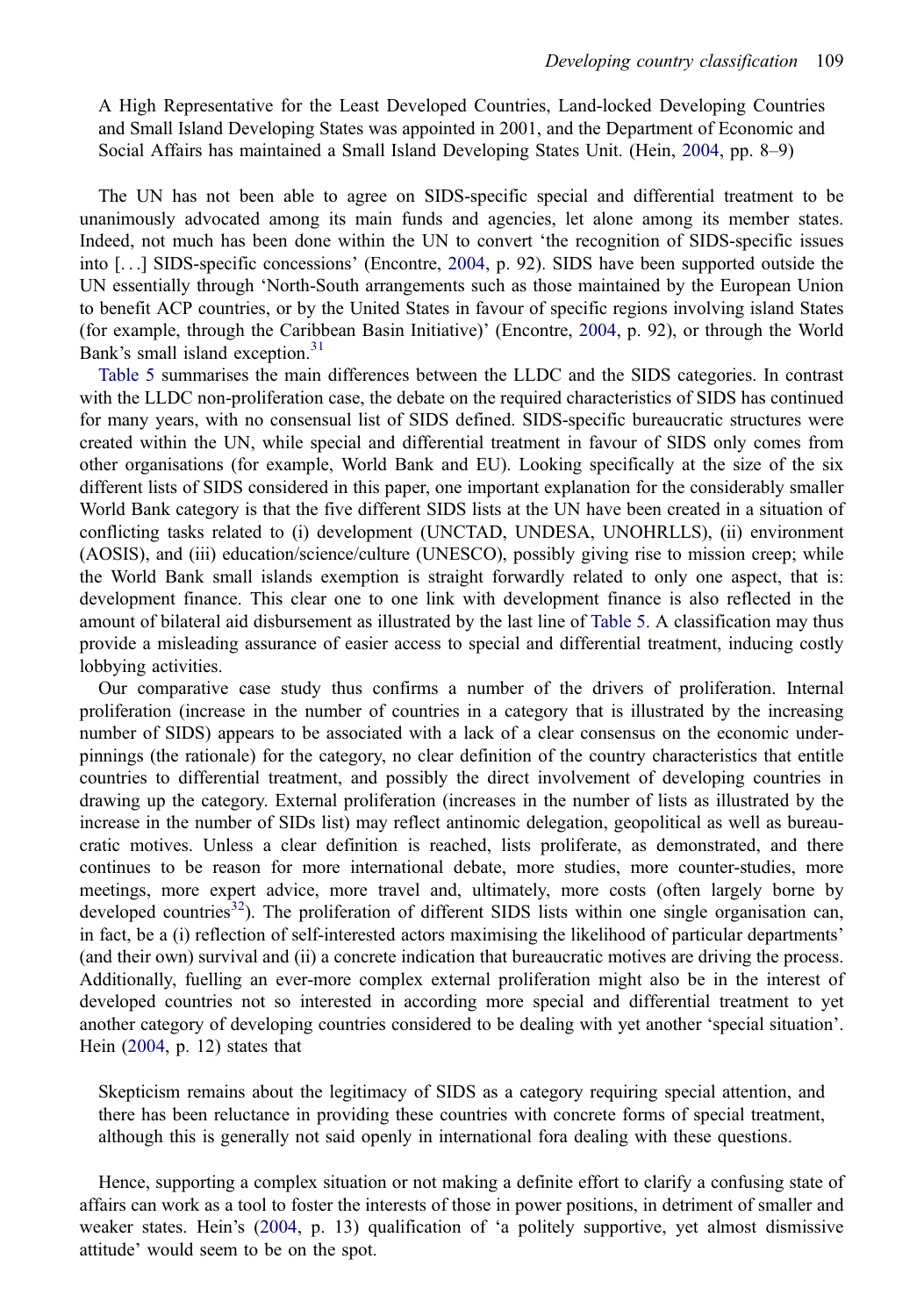A High Representative for the Least Developed Countries, Land-locked Developing Countries and Small Island Developing States was appointed in 2001, and the Department of Economic and Social Affairs has maintained a Small Island Developing States Unit. (Hein, 2004, pp. 8–9)

The UN has not been able to agree on SIDS-specific special and differential treatment to be unanimously advocated among its main funds and agencies, let alone among its member states. Indeed, not much has been done within the UN to convert 'the recognition of SIDS-specific issues into [. . .] SIDS-specific concessions' (Encontre, 2004, p. 92). SIDS have been supported outside the UN essentially through 'North-South arrangements such as those maintained by the European Union to benefit ACP countries, or by the United States in favour of specific regions involving island States (for example, through the Caribbean Basin Initiative)' (Encontre, 2004, p. 92), or through the World Bank's small island exception.[31]

Table 5 summarises the main differences between the LLDC and the SIDS categories. In contrast with the LLDC non-proliferation case, the debate on the required characteristics of SIDS has continued for many years, with no consensual list of SIDS defined. SIDS-specific bureaucratic structures were created within the UN, while special and differential treatment in favour of SIDS only comes from other organisations (for example, World Bank and EU). Looking specifically at the size of the six different lists of SIDS considered in this paper, one important explanation for the considerably smaller World Bank category is that the five different SIDS lists at the UN have been created in a situation of conflicting tasks related to (i) development (UNCTAD, UNDESA, UNOHRLLS), (ii) environment (AOSIS), and (iii) education/science/culture (UNESCO), possibly giving rise to mission creep; while the World Bank small islands exemption is straight forwardly related to only one aspect, that is: development finance. This clear one to one link with development finance is also reflected in the amount of bilateral aid disbursement as illustrated by the last line of Table 5. A classification may thus provide a misleading assurance of easier access to special and differential treatment, inducing costly lobbying activities.

Our comparative case study thus confirms a number of the drivers of proliferation. Internal proliferation (increase in the number of countries in a category that is illustrated by the increasing number of SIDS) appears to be associated with a lack of a clear consensus on the economic underpinnings (the rationale) for the category, no clear definition of the country characteristics that entitle countries to differential treatment, and possibly the direct involvement of developing countries in drawing up the category. External proliferation (increases in the number of lists as illustrated by the increase in the number of SIDs list) may reflect antinomic delegation, geopolitical as well as bureaucratic motives. Unless a clear definition is reached, lists proliferate, as demonstrated, and there continues to be reason for more international debate, more studies, more counter-studies, more meetings, more expert advice, more travel and, ultimately, more costs (often largely borne by developed countries[32]). The proliferation of different SIDS lists within one single organisation can, in fact, be a (i) reflection of self-interested actors maximising the likelihood of particular departments' (and their own) survival and (ii) a concrete indication that bureaucratic motives are driving the process. Additionally, fuelling an ever-more complex external proliferation might also be in the interest of developed countries not so interested in according more special and differential treatment to yet another category of developing countries considered to be dealing with yet another 'special situation'. Hein (2004, p. 12) states that

Skepticism remains about the legitimacy of SIDS as a category requiring special attention, and there has been reluctance in providing these countries with concrete forms of special treatment, although this is generally not said openly in international fora dealing with these questions.

Hence, supporting a complex situation or not making a definite effort to clarify a confusing state of affairs can work as a tool to foster the interests of those in power positions, in detriment of smaller and weaker states. Hein's (2004, p. 13) qualification of 'a politely supportive, yet almost dismissive attitude' would seem to be on the spot.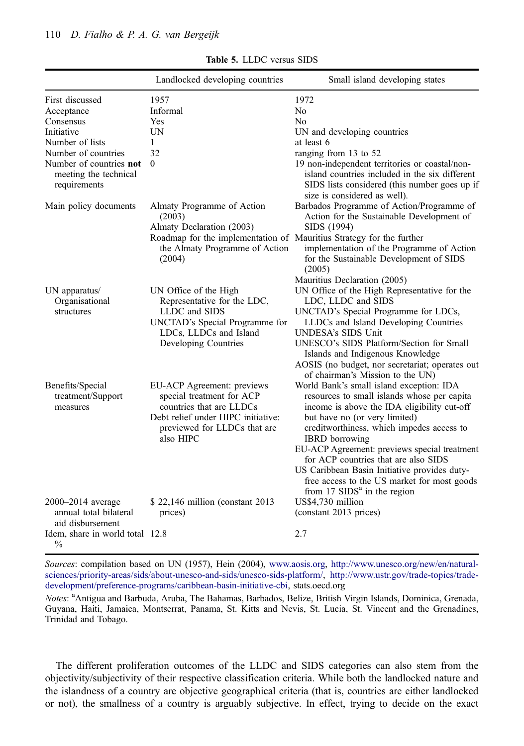**Table 5.** LLDC versus SIDS

| | Landlocked developing countries | Small island developing states |
|---|---|---|
| First discussed | 1957 | 1972 |
| Acceptance | Informal | No |
| Consensus | Yes | No |
| Initiative | UN | UN and developing countries |
| Number of lists | 1 | at least 6 |
| Number of countries | 32 | ranging from 13 to 52 |
| Number of countries **not** meeting the technical requirements | 0 | 19 non-independent territories or coastal/non-island countries included in the six different SIDS lists considered (this number goes up if size is considered as well). |
| Main policy documents | Almaty Programme of Action (2003)<br>Almaty Declaration (2003)<br>Roadmap for the implementation of the Almaty Programme of Action (2004) | Barbados Programme of Action/Programme of Action for the Sustainable Development of SIDS (1994)<br>Mauritius Strategy for the further implementation of the Programme of Action for the Sustainable Development of SIDS (2005)<br>Mauritius Declaration (2005) |
| UN apparatus/ Organisational structures | UN Office of the High Representative for the LDC, LLDC and SIDS<br>UNCTAD's Special Programme for LDCs, LLDCs and Island Developing Countries | UN Office of the High Representative for the LDC, LLDC and SIDS<br>UNCTAD's Special Programme for LDCs, LLDCs and Island Developing Countries<br>UNDESA's SIDS Unit<br>UNESCO's SIDS Platform/Section for Small Islands and Indigenous Knowledge<br>AOSIS (no budget, nor secretariat; operates out of chairman's Mission to the UN) |
| Benefits/Special treatment/Support measures | EU-ACP Agreement: previews special treatment for ACP countries that are LLDCs<br>Debt relief under HIPC initiative: previewed for LLDCs that are also HIPC | World Bank's small island exception: IDA resources to small islands whose per capita income is above the IDA eligibility cut-off but have no (or very limited) creditworthiness, which impedes access to IBRD borrowing<br>EU-ACP Agreement: previews special treatment for ACP countries that are also SIDS<br>US Caribbean Basin Initiative provides duty-free access to the US market for most goods from 17 SIDS[a] in the region |
| 2000–2014 average annual total bilateral aid disbursement | $ 22,146 million (constant 2013 prices) | US$4,730 million (constant 2013 prices) |
| Idem, share in world total % | 12.8 | 2.7 |

*Sources*: compilation based on UN (1957), Hein (2004), www.aosis.org, http://www.unesco.org/new/en/natural-sciences/priority-areas/sids/about-unesco-and-sids/unesco-sids-platform/, http://www.ustr.gov/trade-topics/trade-development/preference-programs/caribbean-basin-initiative-cbi, stats.oecd.org

*Notes*: [a]Antigua and Barbuda, Aruba, The Bahamas, Barbados, Belize, British Virgin Islands, Dominica, Grenada, Guyana, Haiti, Jamaica, Montserrat, Panama, St. Kitts and Nevis, St. Lucia, St. Vincent and the Grenadines, Trinidad and Tobago.

The different proliferation outcomes of the LLDC and SIDS categories can also stem from the objectivity/subjectivity of their respective classification criteria. While both the landlocked nature and the islandness of a country are objective geographical criteria (that is, countries are either landlocked or not), the smallness of a country is arguably subjective. In effect, trying to decide on the exact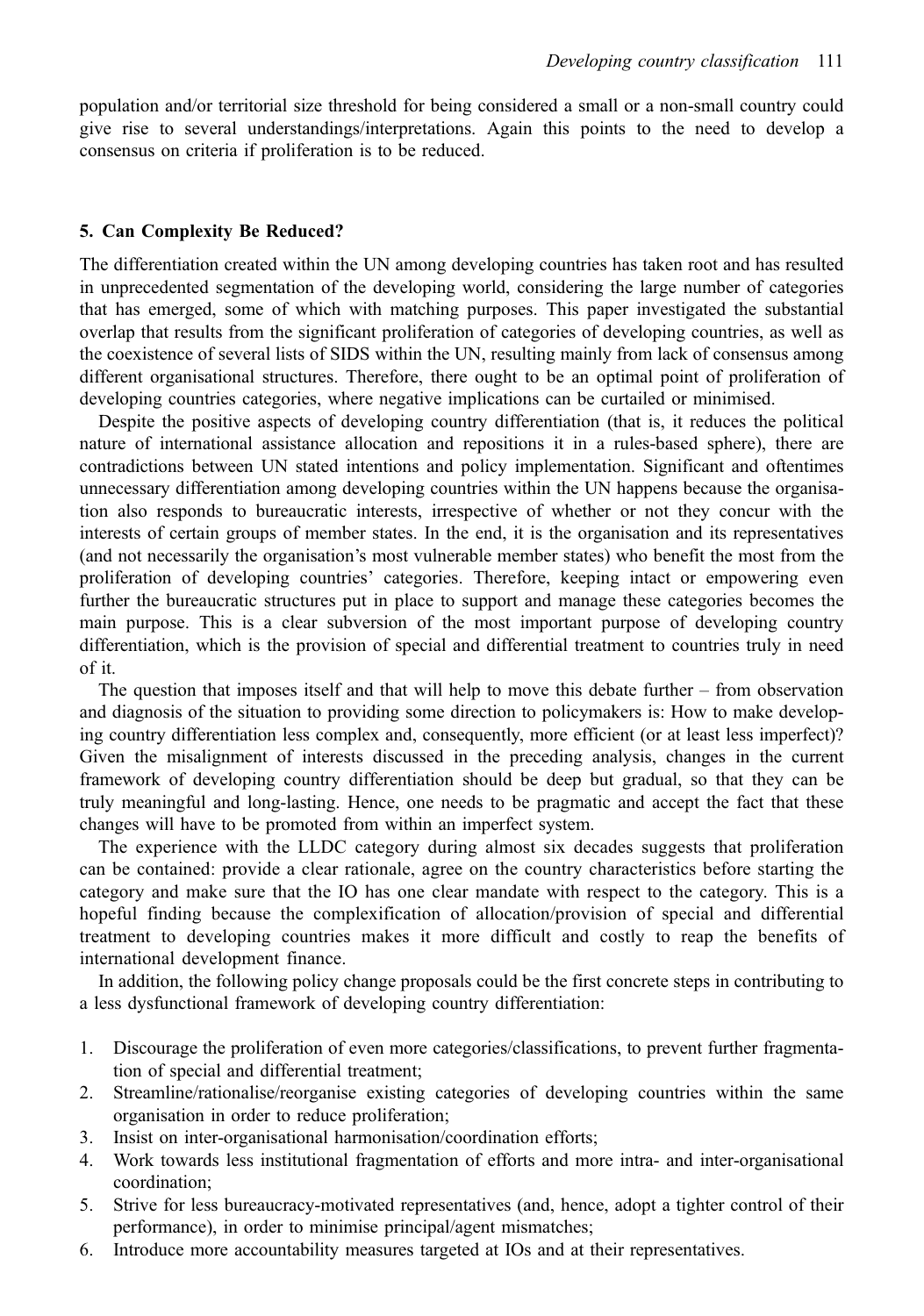population and/or territorial size threshold for being considered a small or a non-small country could give rise to several understandings/interpretations. Again this points to the need to develop a consensus on criteria if proliferation is to be reduced.

## 5. Can Complexity Be Reduced?

The differentiation created within the UN among developing countries has taken root and has resulted in unprecedented segmentation of the developing world, considering the large number of categories that has emerged, some of which with matching purposes. This paper investigated the substantial overlap that results from the significant proliferation of categories of developing countries, as well as the coexistence of several lists of SIDS within the UN, resulting mainly from lack of consensus among different organisational structures. Therefore, there ought to be an optimal point of proliferation of developing countries categories, where negative implications can be curtailed or minimised.

Despite the positive aspects of developing country differentiation (that is, it reduces the political nature of international assistance allocation and repositions it in a rules-based sphere), there are contradictions between UN stated intentions and policy implementation. Significant and oftentimes unnecessary differentiation among developing countries within the UN happens because the organisation also responds to bureaucratic interests, irrespective of whether or not they concur with the interests of certain groups of member states. In the end, it is the organisation and its representatives (and not necessarily the organisation's most vulnerable member states) who benefit the most from the proliferation of developing countries' categories. Therefore, keeping intact or empowering even further the bureaucratic structures put in place to support and manage these categories becomes the main purpose. This is a clear subversion of the most important purpose of developing country differentiation, which is the provision of special and differential treatment to countries truly in need of it.

The question that imposes itself and that will help to move this debate further – from observation and diagnosis of the situation to providing some direction to policymakers is: How to make developing country differentiation less complex and, consequently, more efficient (or at least less imperfect)? Given the misalignment of interests discussed in the preceding analysis, changes in the current framework of developing country differentiation should be deep but gradual, so that they can be truly meaningful and long-lasting. Hence, one needs to be pragmatic and accept the fact that these changes will have to be promoted from within an imperfect system.

The experience with the LLDC category during almost six decades suggests that proliferation can be contained: provide a clear rationale, agree on the country characteristics before starting the category and make sure that the IO has one clear mandate with respect to the category. This is a hopeful finding because the complexification of allocation/provision of special and differential treatment to developing countries makes it more difficult and costly to reap the benefits of international development finance.

In addition, the following policy change proposals could be the first concrete steps in contributing to a less dysfunctional framework of developing country differentiation:

1. Discourage the proliferation of even more categories/classifications, to prevent further fragmentation of special and differential treatment;
2. Streamline/rationalise/reorganise existing categories of developing countries within the same organisation in order to reduce proliferation;
3. Insist on inter-organisational harmonisation/coordination efforts;
4. Work towards less institutional fragmentation of efforts and more intra- and inter-organisational coordination;
5. Strive for less bureaucracy-motivated representatives (and, hence, adopt a tighter control of their performance), in order to minimise principal/agent mismatches;
6. Introduce more accountability measures targeted at IOs and at their representatives.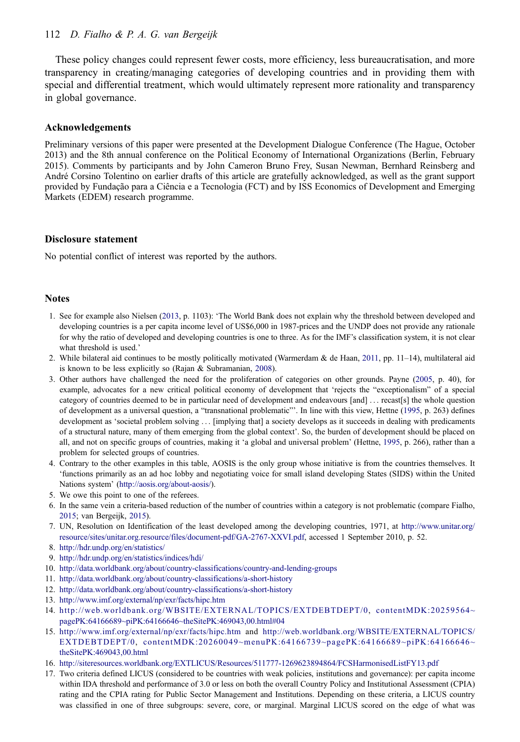These policy changes could represent fewer costs, more efficiency, less bureaucratisation, and more transparency in creating/managing categories of developing countries and in providing them with special and differential treatment, which would ultimately represent more rationality and transparency in global governance.

## Acknowledgements

Preliminary versions of this paper were presented at the Development Dialogue Conference (The Hague, October 2013) and the 8th annual conference on the Political Economy of International Organizations (Berlin, February 2015). Comments by participants and by John Cameron Bruno Frey, Susan Newman, Bernhard Reinsberg and André Corsino Tolentino on earlier drafts of this article are gratefully acknowledged, as well as the grant support provided by Fundação para a Ciência e a Tecnologia (FCT) and by ISS Economics of Development and Emerging Markets (EDEM) research programme.

## Disclosure statement

No potential conflict of interest was reported by the authors.

## Notes

1. See for example also Nielsen (2013, p. 1103): 'The World Bank does not explain why the threshold between developed and developing countries is a per capita income level of US$6,000 in 1987-prices and the UNDP does not provide any rationale for why the ratio of developed and developing countries is one to three. As for the IMF's classification system, it is not clear what threshold is used.'
2. While bilateral aid continues to be mostly politically motivated (Warmerdam & de Haan, 2011, pp. 11–14), multilateral aid is known to be less explicitly so (Rajan & Subramanian, 2008).
3. Other authors have challenged the need for the proliferation of categories on other grounds. Payne (2005, p. 40), for example, advocates for a new critical political economy of development that 'rejects the "exceptionalism" of a special category of countries deemed to be in particular need of development and endeavours [and] … recast[s] the whole question of development as a universal question, a "transnational problematic"'. In line with this view, Hettne (1995, p. 263) defines development as 'societal problem solving … [implying that] a society develops as it succeeds in dealing with predicaments of a structural nature, many of them emerging from the global context'. So, the burden of development should be placed on all, and not on specific groups of countries, making it 'a global and universal problem' (Hettne, 1995, p. 266), rather than a problem for selected groups of countries.
4. Contrary to the other examples in this table, AOSIS is the only group whose initiative is from the countries themselves. It 'functions primarily as an ad hoc lobby and negotiating voice for small island developing States (SIDS) within the United Nations system' (http://aosis.org/about-aosis/).
5. We owe this point to one of the referees.
6. In the same vein a criteria-based reduction of the number of countries within a category is not problematic (compare Fialho, 2015; van Bergeijk, 2015).
7. UN, Resolution on Identification of the least developed among the developing countries, 1971, at http://www.unitar.org/resource/sites/unitar.org.resource/files/document-pdf/GA-2767-XXVI.pdf, accessed 1 September 2010, p. 52.
8. http://hdr.undp.org/en/statistics/
9. http://hdr.undp.org/en/statistics/indices/hdi/
10. http://data.worldbank.org/about/country-classifications/country-and-lending-groups
11. http://data.worldbank.org/about/country-classifications/a-short-history
12. http://data.worldbank.org/about/country-classifications/a-short-history
13. http://www.imf.org/external/np/exr/facts/hipc.htm
14. http://web.worldbank.org/WBSITE/EXTERNAL/TOPICS/EXTDEBTDEPT/0, contentMDK:20259564~pagePK:64166689~piPK:64166646~theSitePK:469043,00.html#04
15. http://www.imf.org/external/np/exr/facts/hipc.htm and http://web.worldbank.org/WBSITE/EXTERNAL/TOPICS/EXTDEBTDEPT/0, contentMDK:20260049~menuPK:64166739~pagePK:64166689~piPK:64166646~theSitePK:469043,00.html
16. http://siteresources.worldbank.org/EXTLICUS/Resources/511777-1269623894864/FCSHarmonisedListFY13.pdf
17. Two criteria defined LICUS (considered to be countries with weak policies, institutions and governance): per capita income within IDA threshold and performance of 3.0 or less on both the overall Country Policy and Institutional Assessment (CPIA) rating and the CPIA rating for Public Sector Management and Institutions. Depending on these criteria, a LICUS country was classified in one of three subgroups: severe, core, or marginal. Marginal LICUS scored on the edge of what was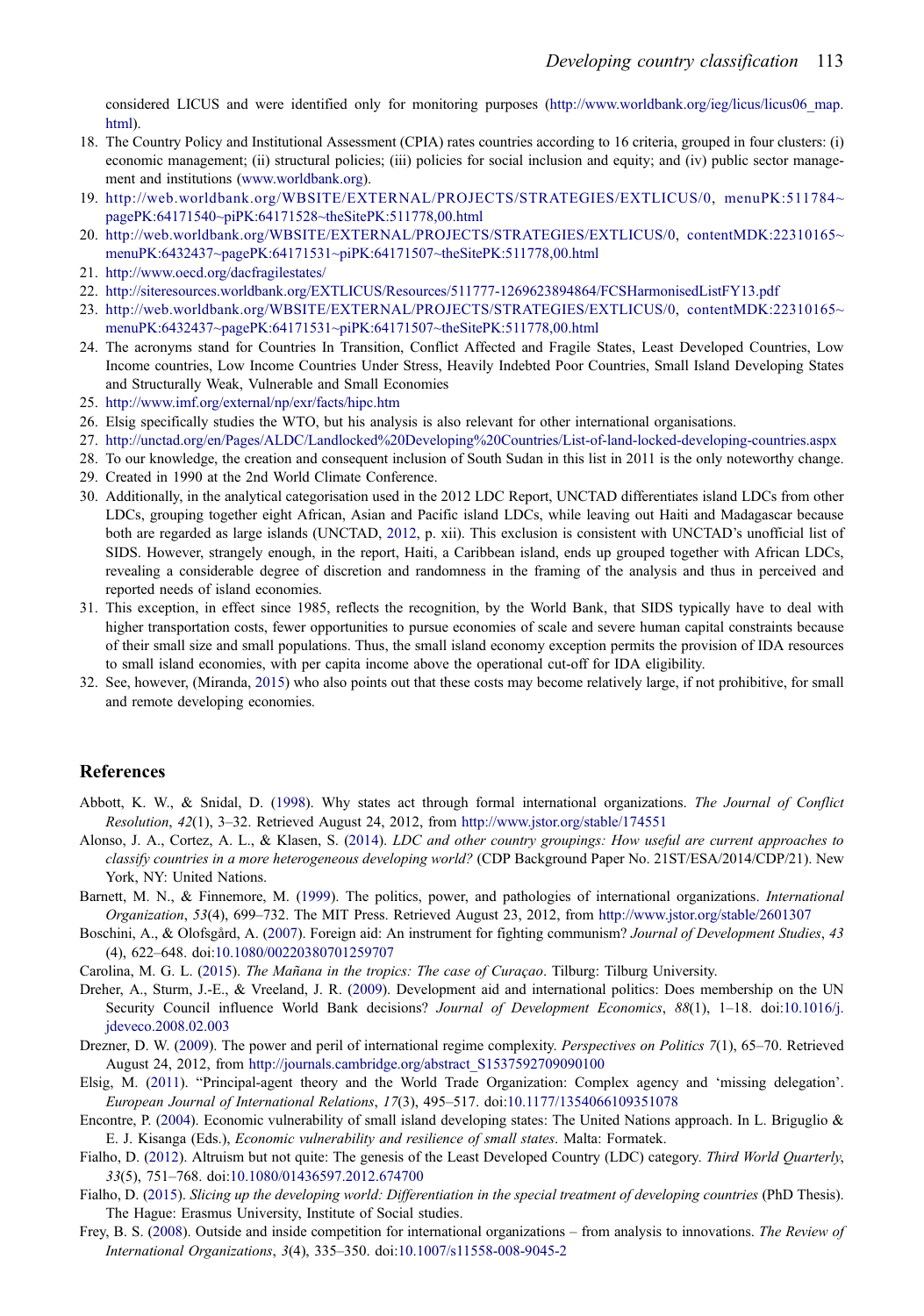considered LICUS and were identified only for monitoring purposes (http://www.worldbank.org/ieg/licus/licus06_map.html).

18. The Country Policy and Institutional Assessment (CPIA) rates countries according to 16 criteria, grouped in four clusters: (i) economic management; (ii) structural policies; (iii) policies for social inclusion and equity; and (iv) public sector management and institutions (www.worldbank.org).
19. http://web.worldbank.org/WBSITE/EXTERNAL/PROJECTS/STRATEGIES/EXTLICUS/0, menuPK:511784~pagePK:64171540~piPK:64171528~theSitePK:511778,00.html
20. http://web.worldbank.org/WBSITE/EXTERNAL/PROJECTS/STRATEGIES/EXTLICUS/0, contentMDK:22310165~menuPK:6432437~pagePK:64171531~piPK:64171507~theSitePK:511778,00.html
21. http://www.oecd.org/dacfragilestates/
22. http://siteresources.worldbank.org/EXTLICUS/Resources/511777-1269623894864/FCSHarmonisedListFY13.pdf
23. http://web.worldbank.org/WBSITE/EXTERNAL/PROJECTS/STRATEGIES/EXTLICUS/0, contentMDK:22310165~menuPK:6432437~pagePK:64171531~piPK:64171507~theSitePK:511778,00.html
24. The acronyms stand for Countries In Transition, Conflict Affected and Fragile States, Least Developed Countries, Low Income countries, Low Income Countries Under Stress, Heavily Indebted Poor Countries, Small Island Developing States and Structurally Weak, Vulnerable and Small Economies
25. http://www.imf.org/external/np/exr/facts/hipc.htm
26. Elsig specifically studies the WTO, but his analysis is also relevant for other international organisations.
27. http://unctad.org/en/Pages/ALDC/Landlocked%20Developing%20Countries/List-of-land-locked-developing-countries.aspx
28. To our knowledge, the creation and consequent inclusion of South Sudan in this list in 2011 is the only noteworthy change.
29. Created in 1990 at the 2nd World Climate Conference.
30. Additionally, in the analytical categorisation used in the 2012 LDC Report, UNCTAD differentiates island LDCs from other LDCs, grouping together eight African, Asian and Pacific island LDCs, while leaving out Haiti and Madagascar because both are regarded as large islands (UNCTAD, 2012, p. xii). This exclusion is consistent with UNCTAD's unofficial list of SIDS. However, strangely enough, in the report, Haiti, a Caribbean island, ends up grouped together with African LDCs, revealing a considerable degree of discretion and randomness in the framing of the analysis and thus in perceived and reported needs of island economies.
31. This exception, in effect since 1985, reflects the recognition, by the World Bank, that SIDS typically have to deal with higher transportation costs, fewer opportunities to pursue economies of scale and severe human capital constraints because of their small size and small populations. Thus, the small island economy exception permits the provision of IDA resources to small island economies, with per capita income above the operational cut-off for IDA eligibility.
32. See, however, (Miranda, 2015) who also points out that these costs may become relatively large, if not prohibitive, for small and remote developing economies.

## References

Abbott, K. W., & Snidal, D. (1998). Why states act through formal international organizations. *The Journal of Conflict Resolution*, *42*(1), 3–32. Retrieved August 24, 2012, from http://www.jstor.org/stable/174551

Alonso, J. A., Cortez, A. L., & Klasen, S. (2014). *LDC and other country groupings: How useful are current approaches to classify countries in a more heterogeneous developing world?* (CDP Background Paper No. 21ST/ESA/2014/CDP/21). New York, NY: United Nations.

Barnett, M. N., & Finnemore, M. (1999). The politics, power, and pathologies of international organizations. *International Organization*, *53*(4), 699–732. The MIT Press. Retrieved August 23, 2012, from http://www.jstor.org/stable/2601307

Boschini, A., & Olofsgård, A. (2007). Foreign aid: An instrument for fighting communism? *Journal of Development Studies*, *43* (4), 622–648. doi:10.1080/00220380701259707

Carolina, M. G. L. (2015). *The Mañana in the tropics: The case of Curaçao*. Tilburg: Tilburg University.

Dreher, A., Sturm, J.-E., & Vreeland, J. R. (2009). Development aid and international politics: Does membership on the UN Security Council influence World Bank decisions? *Journal of Development Economics*, *88*(1), 1–18. doi:10.1016/j.jdeveco.2008.02.003

Drezner, D. W. (2009). The power and peril of international regime complexity. *Perspectives on Politics* *7*(1), 65–70. Retrieved August 24, 2012, from http://journals.cambridge.org/abstract_S1537592709090100

Elsig, M. (2011). "Principal-agent theory and the World Trade Organization: Complex agency and 'missing delegation'. *European Journal of International Relations*, *17*(3), 495–517. doi:10.1177/1354066109351078

Encontre, P. (2004). Economic vulnerability of small island developing states: The United Nations approach. In L. Briguglio & E. J. Kisanga (Eds.), *Economic vulnerability and resilience of small states*. Malta: Formatek.

Fialho, D. (2012). Altruism but not quite: The genesis of the Least Developed Country (LDC) category. *Third World Quarterly*, *33*(5), 751–768. doi:10.1080/01436597.2012.674700

Fialho, D. (2015). *Slicing up the developing world: Differentiation in the special treatment of developing countries* (PhD Thesis). The Hague: Erasmus University, Institute of Social studies.

Frey, B. S. (2008). Outside and inside competition for international organizations – from analysis to innovations. *The Review of International Organizations*, *3*(4), 335–350. doi:10.1007/s11558-008-9045-2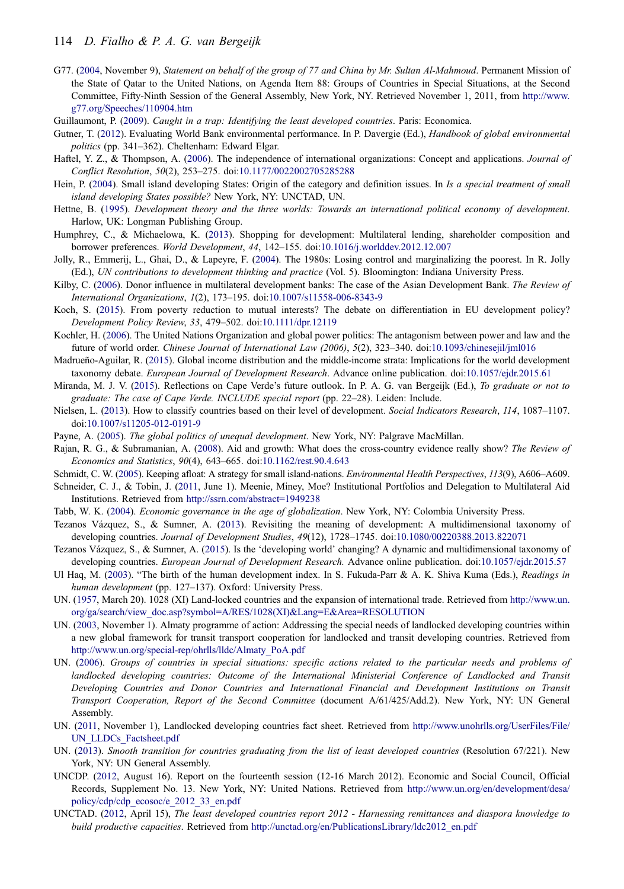G77. (2004, November 9), *Statement on behalf of the group of 77 and China by Mr. Sultan Al-Mahmoud*. Permanent Mission of the State of Qatar to the United Nations, on Agenda Item 88: Groups of Countries in Special Situations, at the Second Committee, Fifty-Ninth Session of the General Assembly, New York, NY. Retrieved November 1, 2011, from http://www.g77.org/Speeches/110904.htm

Guillaumont, P. (2009). *Caught in a trap: Identifying the least developed countries*. Paris: Economica.

Gutner, T. (2012). Evaluating World Bank environmental performance. In P. Davergie (Ed.), *Handbook of global environmental politics* (pp. 341–362). Cheltenham: Edward Elgar.

Haftel, Y. Z., & Thompson, A. (2006). The independence of international organizations: Concept and applications. *Journal of Conflict Resolution*, *50*(2), 253–275. doi:10.1177/0022002705285288

Hein, P. (2004). Small island developing States: Origin of the category and definition issues. In *Is a special treatment of small island developing States possible?* New York, NY: UNCTAD, UN.

Hettne, B. (1995). *Development theory and the three worlds: Towards an international political economy of development*. Harlow, UK: Longman Publishing Group.

Humphrey, C., & Michaelowa, K. (2013). Shopping for development: Multilateral lending, shareholder composition and borrower preferences. *World Development*, *44*, 142–155. doi:10.1016/j.worlddev.2012.12.007

Jolly, R., Emmerij, L., Ghai, D., & Lapeyre, F. (2004). The 1980s: Losing control and marginalizing the poorest. In R. Jolly (Ed.), *UN contributions to development thinking and practice* (Vol. 5). Bloomington: Indiana University Press.

Kilby, C. (2006). Donor influence in multilateral development banks: The case of the Asian Development Bank. *The Review of International Organizations*, *1*(2), 173–195. doi:10.1007/s11558-006-8343-9

Koch, S. (2015). From poverty reduction to mutual interests? The debate on differentiation in EU development policy? *Development Policy Review*, *33*, 479–502. doi:10.1111/dpr.12119

Kochler, H. (2006). The United Nations Organization and global power politics: The antagonism between power and law and the future of world order. *Chinese Journal of International Law (2006)*, *5*(2), 323–340. doi:10.1093/chinesejil/jml016

Madrueño-Aguilar, R. (2015). Global income distribution and the middle-income strata: Implications for the world development taxonomy debate. *European Journal of Development Research*. Advance online publication. doi:10.1057/ejdr.2015.61

Miranda, M. J. V. (2015). Reflections on Cape Verde's future outlook. In P. A. G. van Bergeijk (Ed.), *To graduate or not to graduate: The case of Cape Verde. INCLUDE special report* (pp. 22–28). Leiden: Include.

Nielsen, L. (2013). How to classify countries based on their level of development. *Social Indicators Research*, *114*, 1087–1107. doi:10.1007/s11205-012-0191-9

Payne, A. (2005). *The global politics of unequal development*. New York, NY: Palgrave MacMillan.

Rajan, R. G., & Subramanian, A. (2008). Aid and growth: What does the cross-country evidence really show? *The Review of Economics and Statistics*, *90*(4), 643–665. doi:10.1162/rest.90.4.643

Schmidt, C. W. (2005). Keeping afloat: A strategy for small island-nations. *Environmental Health Perspectives*, *113*(9), A606–A609.

Schneider, C. J., & Tobin, J. (2011, June 1). Meenie, Miney, Moe? Institutional Portfolios and Delegation to Multilateral Aid Institutions. Retrieved from http://ssrn.com/abstract=1949238

Tabb, W. K. (2004). *Economic governance in the age of globalization*. New York, NY: Colombia University Press.

Tezanos Vázquez, S., & Sumner, A. (2013). Revisiting the meaning of development: A multidimensional taxonomy of developing countries. *Journal of Development Studies*, *49*(12), 1728–1745. doi:10.1080/00220388.2013.822071

Tezanos Vázquez, S., & Sumner, A. (2015). Is the 'developing world' changing? A dynamic and multidimensional taxonomy of developing countries. *European Journal of Development Research.* Advance online publication. doi:10.1057/ejdr.2015.57

Ul Haq, M. (2003). "The birth of the human development index. In S. Fukuda-Parr & A. K. Shiva Kuma (Eds.), *Readings in human development* (pp. 127–137). Oxford: University Press.

UN. (1957, March 20). 1028 (XI) Land-locked countries and the expansion of international trade. Retrieved from http://www.un.org/ga/search/view_doc.asp?symbol=A/RES/1028(XI)&Lang=E&Area=RESOLUTION

UN. (2003, November 1). Almaty programme of action: Addressing the special needs of landlocked developing countries within a new global framework for transit transport cooperation for landlocked and transit developing countries. Retrieved from http://www.un.org/special-rep/ohrlls/lldc/Almaty_PoA.pdf

UN. (2006). *Groups of countries in special situations: specific actions related to the particular needs and problems of landlocked developing countries: Outcome of the International Ministerial Conference of Landlocked and Transit Developing Countries and Donor Countries and International Financial and Development Institutions on Transit Transport Cooperation, Report of the Second Committee* (document A/61/425/Add.2). New York, NY: UN General Assembly.

UN. (2011, November 1), Landlocked developing countries fact sheet. Retrieved from http://www.unohrlls.org/UserFiles/File/UN_LLDCs_Factsheet.pdf

UN. (2013). *Smooth transition for countries graduating from the list of least developed countries* (Resolution 67/221). New York, NY: UN General Assembly.

UNCDP. (2012, August 16). Report on the fourteenth session (12-16 March 2012). Economic and Social Council, Official Records, Supplement No. 13. New York, NY: United Nations. Retrieved from http://www.un.org/en/development/desa/policy/cdp/cdp_ecosoc/e_2012_33_en.pdf

UNCTAD. (2012, April 15), *The least developed countries report 2012 - Harnessing remittances and diaspora knowledge to build productive capacities*. Retrieved from http://unctad.org/en/PublicationsLibrary/ldc2012_en.pdf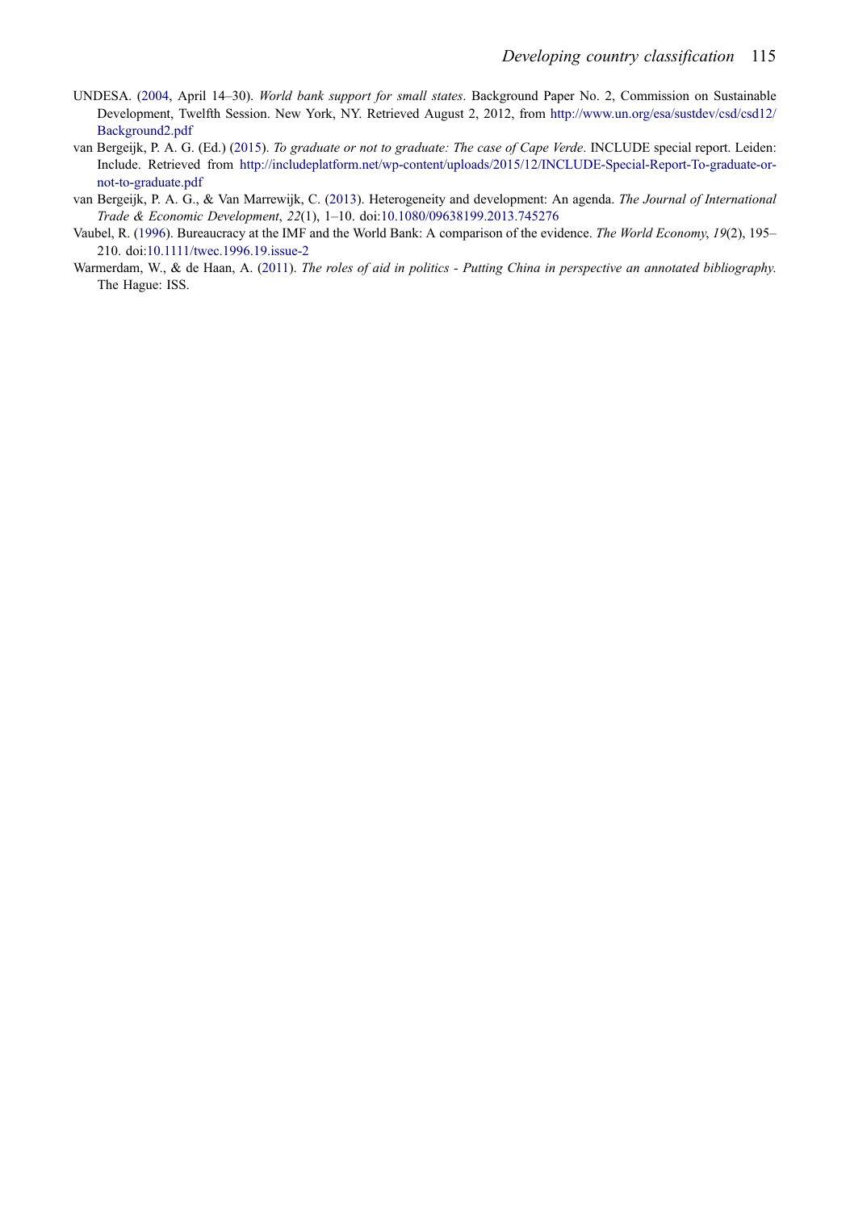UNDESA. (2004, April 14–30). *World bank support for small states*. Background Paper No. 2, Commission on Sustainable Development, Twelfth Session. New York, NY. Retrieved August 2, 2012, from http://www.un.org/esa/sustdev/csd/csd12/Background2.pdf

van Bergeijk, P. A. G. (Ed.) (2015). *To graduate or not to graduate: The case of Cape Verde*. INCLUDE special report. Leiden: Include. Retrieved from http://includeplatform.net/wp-content/uploads/2015/12/INCLUDE-Special-Report-To-graduate-or-not-to-graduate.pdf

van Bergeijk, P. A. G., & Van Marrewijk, C. (2013). Heterogeneity and development: An agenda. *The Journal of International Trade & Economic Development*, *22*(1), 1–10. doi:10.1080/09638199.2013.745276

Vaubel, R. (1996). Bureaucracy at the IMF and the World Bank: A comparison of the evidence. *The World Economy*, *19*(2), 195–210. doi:10.1111/twec.1996.19.issue-2

Warmerdam, W., & de Haan, A. (2011). *The roles of aid in politics - Putting China in perspective an annotated bibliography*. The Hague: ISS.